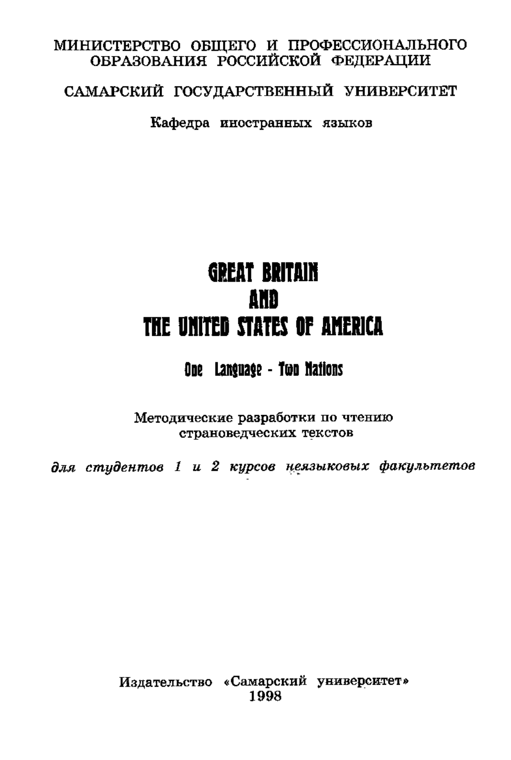МИНИСТЕРСТВО ОБЩЕГО И ПРОФЕССИОНАЛЬНОГО ОБРАЗОВАНИЯ РОССИЙСКОЙ ФЕДЕРАЦИИ

САМАРСКИЙ ГОСУДАРСТВЕННЫЙ УНИВЕРСИТЕТ

Кафедра иностранных языков

# GREAT BRITAIN AND THE UNITED STATES OF AMERICA

## One Language - Two Nations

Методические разработки по чтению страноведческих текстов

*для студентов 1 и 2 курсов неязыковых факультетов*

Издательство «Самарский университет»
1998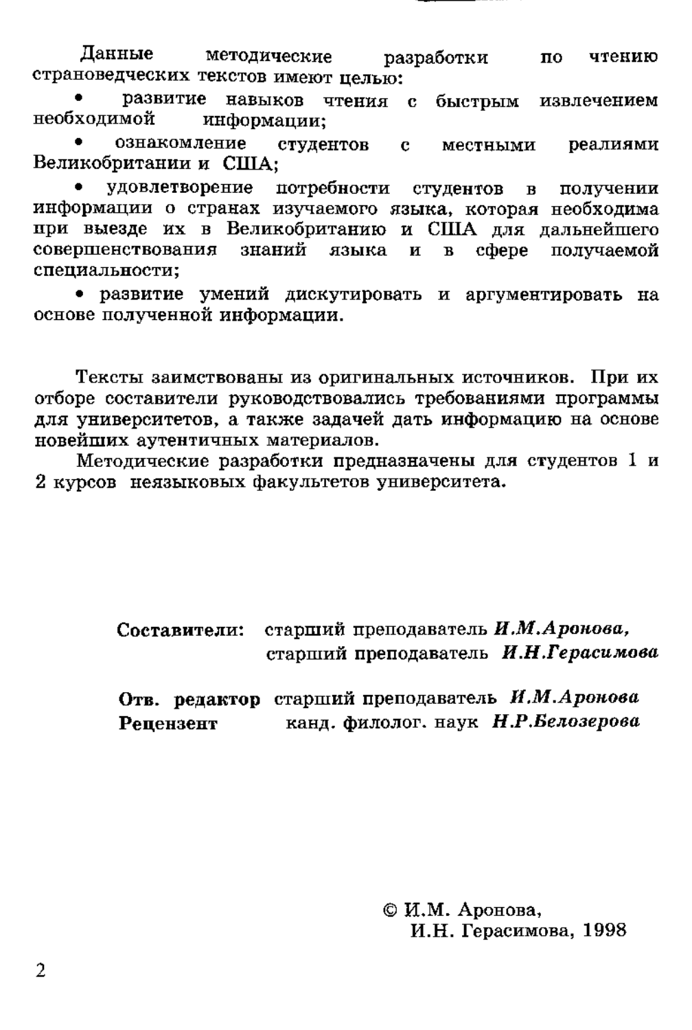Данные методические разработки по чтению страноведческих текстов имеют целью:

- развитие навыков чтения с быстрым извлечением необходимой информации;
- ознакомление студентов с местными реалиями Великобритании и США;
- удовлетворение потребности студентов в получении информации о странах изучаемого языка, которая необходима при выезде их в Великобританию и США для дальнейшего совершенствования знаний языка и в сфере получаемой специальности;
- развитие умений дискутировать и аргументировать на основе полученной информации.

Тексты заимствованы из оригинальных источников. При их отборе составители руководствовались требованиями программы для университетов, а также задачей дать информацию на основе новейших аутентичных материалов.

Методические разработки предназначены для студентов 1 и 2 курсов неязыковых факультетов университета.

**Составители:** старший преподаватель ***И.М.Аронова,***
старший преподаватель ***И.Н.Герасимова***

**Отв. редактор** старший преподаватель ***И.М.Аронова***
**Рецензент** канд. филолог. наук ***Н.Р.Белозерова***

© И.М. Аронова,
И.Н. Герасимова, 1998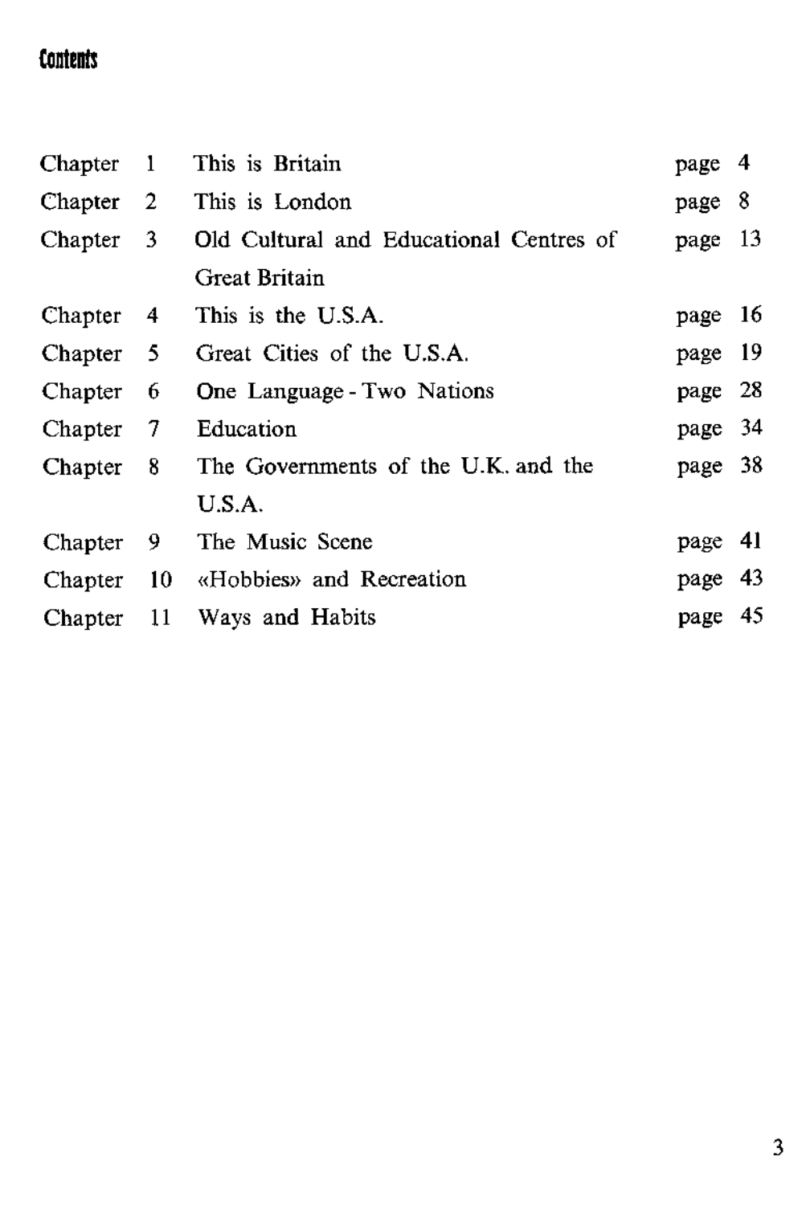# Contents

| | | | |
|---|---|---|---|
| Chapter | 1 | This is Britain | page 4 |
| Chapter | 2 | This is London | page 8 |
| Chapter | 3 | Old Cultural and Educational Centres of Great Britain | page 13 |
| Chapter | 4 | This is the U.S.A. | page 16 |
| Chapter | 5 | Great Cities of the U.S.A. | page 19 |
| Chapter | 6 | One Language - Two Nations | page 28 |
| Chapter | 7 | Education | page 34 |
| Chapter | 8 | The Governments of the U.K. and the U.S.A. | page 38 |
| Chapter | 9 | The Music Scene | page 41 |
| Chapter | 10 | «Hobbies» and Recreation | page 43 |
| Chapter | 11 | Ways and Habits | page 45 |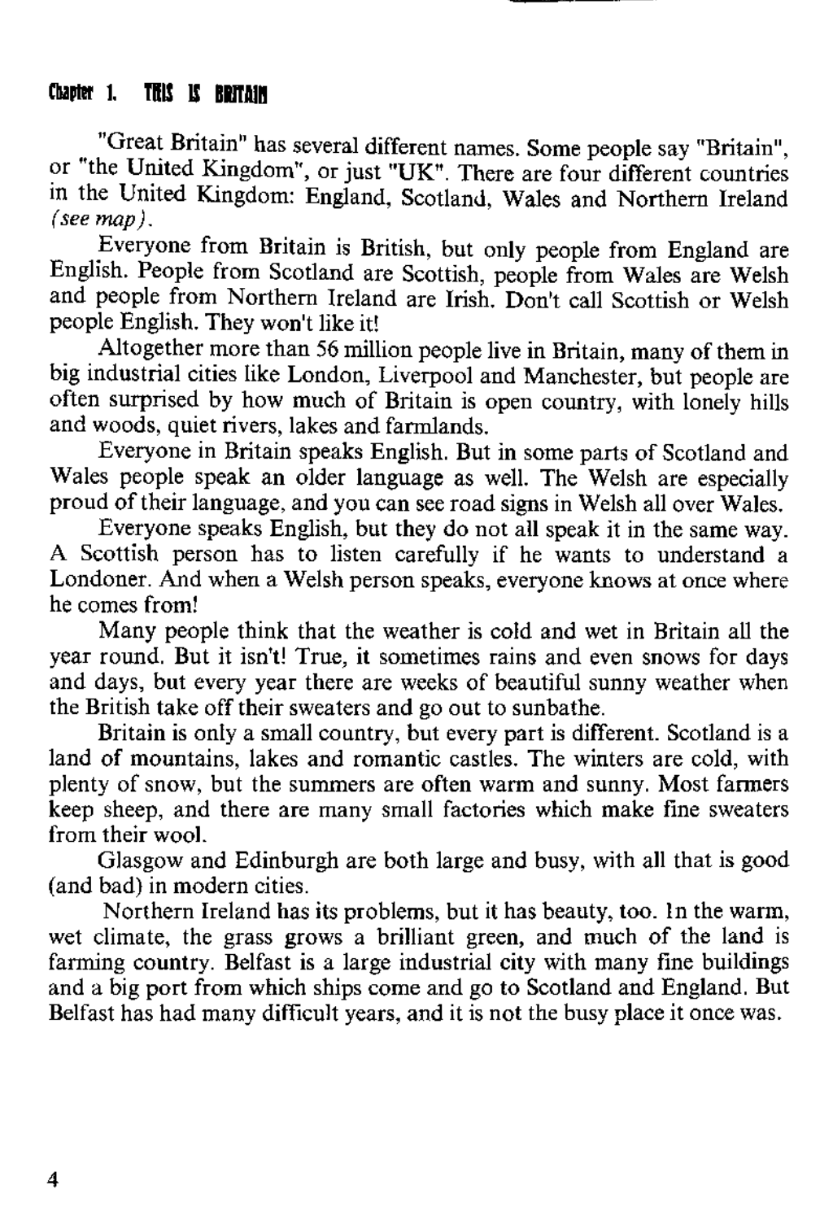## Chapter 1. THIS IS BRITAIN

"Great Britain" has several different names. Some people say "Britain", or "the United Kingdom", or just "UK". There are four different countries in the United Kingdom: England, Scotland, Wales and Northern Ireland *(see map)*.

Everyone from Britain is British, but only people from England are English. People from Scotland are Scottish, people from Wales are Welsh and people from Northern Ireland are Irish. Don't call Scottish or Welsh people English. They won't like it!

Altogether more than 56 million people live in Britain, many of them in big industrial cities like London, Liverpool and Manchester, but people are often surprised by how much of Britain is open country, with lonely hills and woods, quiet rivers, lakes and farmlands.

Everyone in Britain speaks English. But in some parts of Scotland and Wales people speak an older language as well. The Welsh are especially proud of their language, and you can see road signs in Welsh all over Wales.

Everyone speaks English, but they do not all speak it in the same way. A Scottish person has to listen carefully if he wants to understand a Londoner. And when a Welsh person speaks, everyone knows at once where he comes from!

Many people think that the weather is cold and wet in Britain all the year round. But it isn't! True, it sometimes rains and even snows for days and days, but every year there are weeks of beautiful sunny weather when the British take off their sweaters and go out to sunbathe.

Britain is only a small country, but every part is different. Scotland is a land of mountains, lakes and romantic castles. The winters are cold, with plenty of snow, but the summers are often warm and sunny. Most farmers keep sheep, and there are many small factories which make fine sweaters from their wool.

Glasgow and Edinburgh are both large and busy, with all that is good (and bad) in modern cities.

Northern Ireland has its problems, but it has beauty, too. In the warm, wet climate, the grass grows a brilliant green, and much of the land is farming country. Belfast is a large industrial city with many fine buildings and a big port from which ships come and go to Scotland and England. But Belfast has had many difficult years, and it is not the busy place it once was.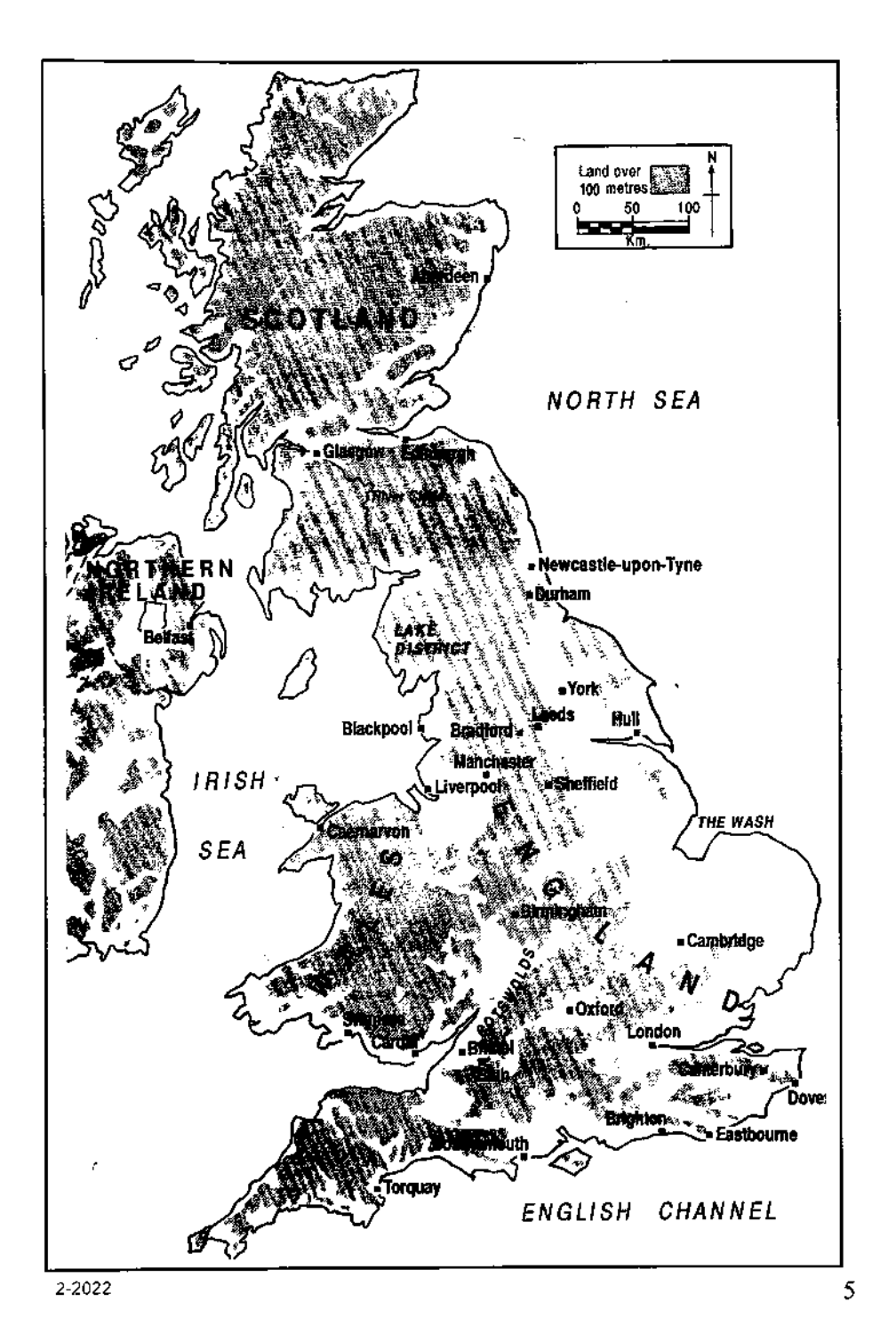Land over 100 metres

0 50 100 Km.

N

SCOTLAND

Aberdeen

NORTH SEA

Glasgow

Edinburgh

NORTHERN IRELAND

Belfast

Newcastle-upon-Tyne

Durham

LAKE DISTRICT

York

Blackpool

Bradford

Leeds

Hull

IRISH SEA

Manchester

Liverpool

Sheffield

THE WASH

Caernarvon

WALES

ENGLAND

Birmingham

Cambridge

COTSWOLDS

Oxford

London

Swansea

Cardiff

Bristol

Bath

Canterbury

Dover

Brighton

Eastbourne

Bournemouth

Torquay

ENGLISH CHANNEL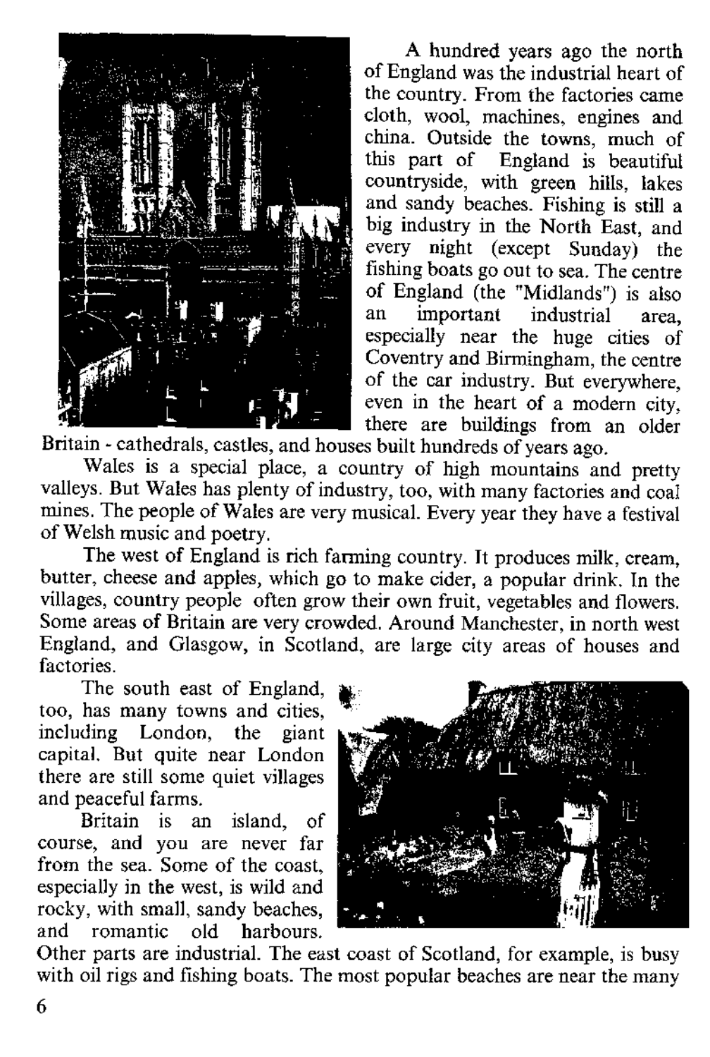A hundred years ago the north of England was the industrial heart of the country. From the factories came cloth, wool, machines, engines and china. Outside the towns, much of this part of England is beautiful countryside, with green hills, lakes and sandy beaches. Fishing is still a big industry in the North East, and every night (except Sunday) the fishing boats go out to sea. The centre of England (the "Midlands") is also an important industrial area, especially near the huge cities of Coventry and Birmingham, the centre of the car industry. But everywhere, even in the heart of a modern city, there are buildings from an older Britain - cathedrals, castles, and houses built hundreds of years ago.

Wales is a special place, a country of high mountains and pretty valleys. But Wales has plenty of industry, too, with many factories and coal mines. The people of Wales are very musical. Every year they have a festival of Welsh music and poetry.

The west of England is rich farming country. It produces milk, cream, butter, cheese and apples, which go to make cider, a popular drink. In the villages, country people often grow their own fruit, vegetables and flowers. Some areas of Britain are very crowded. Around Manchester, in north west England, and Glasgow, in Scotland, are large city areas of houses and factories.

The south east of England, too, has many towns and cities, including London, the giant capital. But quite near London there are still some quiet villages and peaceful farms.

Britain is an island, of course, and you are never far from the sea. Some of the coast, especially in the west, is wild and rocky, with small, sandy beaches, and romantic old harbours. Other parts are industrial. The east coast of Scotland, for example, is busy with oil rigs and fishing boats. The most popular beaches are near the many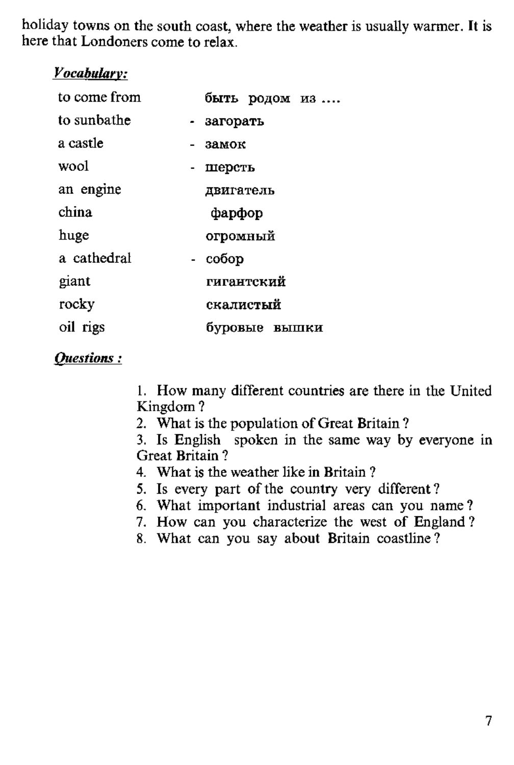holiday towns on the south coast, where the weather is usually warmer. It is here that Londoners come to relax.

***Vocabulary:***

| | |
|---|---|
| to come from | быть родом из .... |
| to sunbathe | - загорать |
| a castle | - замок |
| wool | - шерсть |
| an engine | двигатель |
| china | фарфор |
| huge | огромный |
| a cathedral | - собор |
| giant | гигантский |
| rocky | скалистый |
| oil rigs | буровые вышки |

***Questions :***

1. How many different countries are there in the United Kingdom?
2. What is the population of Great Britain?
3. Is English spoken in the same way by everyone in Great Britain?
4. What is the weather like in Britain?
5. Is every part of the country very different?
6. What important industrial areas can you name?
7. How can you characterize the west of England?
8. What can you say about Britain coastline?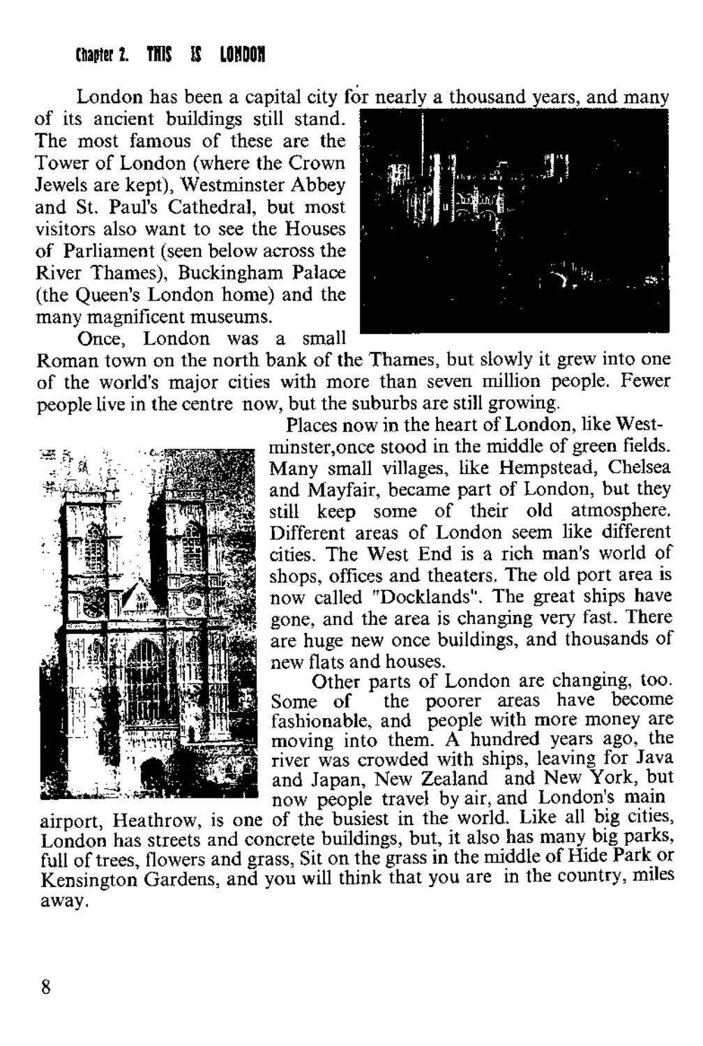## Chapter 1. THIS IS LONDON

London has been a capital city for nearly a thousand years, and many of its ancient buildings still stand. The most famous of these are the Tower of London (where the Crown Jewels are kept), Westminster Abbey and St. Paul's Cathedral, but most visitors also want to see the Houses of Parliament (seen below across the River Thames), Buckingham Palace (the Queen's London home) and the many magnificent museums.

Once, London was a small Roman town on the north bank of the Thames, but slowly it grew into one of the world's major cities with more than seven million people. Fewer people live in the centre now, but the suburbs are still growing.

Places now in the heart of London, like Westminster,once stood in the middle of green fields. Many small villages, like Hempstead, Chelsea and Mayfair, became part of London, but they still keep some of their old atmosphere. Different areas of London seem like different cities. The West End is a rich man's world of shops, offices and theaters. The old port area is now called "Docklands". The great ships have gone, and the area is changing very fast. There are huge new once buildings, and thousands of new flats and houses.

Other parts of London are changing, too. Some of the poorer areas have become fashionable, and people with more money are moving into them. A hundred years ago, the river was crowded with ships, leaving for Java and Japan, New Zealand and New York, but now people travel by air, and London's main airport, Heathrow, is one of the busiest in the world. Like all big cities, London has streets and concrete buildings, but, it also has many big parks, full of trees, flowers and grass, Sit on the grass in the middle of Hide Park or Kensington Gardens, and you will think that you are in the country, miles away.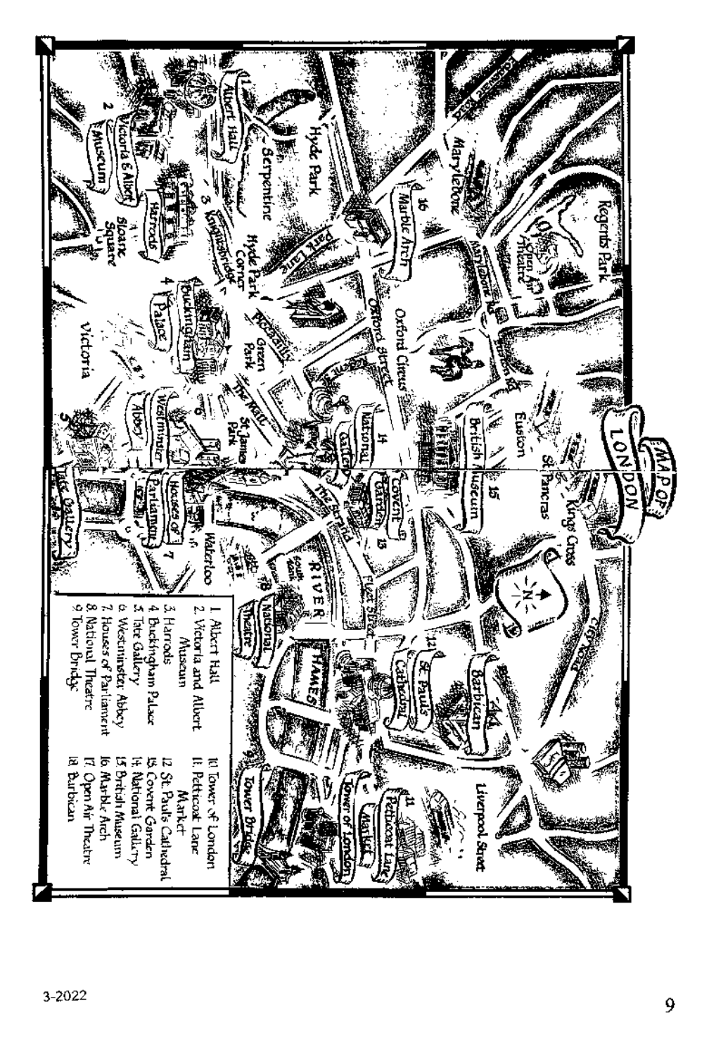# MAP OF LONDON

1. Albert Hall
2. Victoria and Albert Museum
3. Harrods
4. Buckingham Palace
5. Tate Gallery
6. Westminster Abbey
7. Houses of Parliament
8. National Theatre
9. Tower Bridge
10. Tower of London
11. Petticoat Lane Market
12. St. Pauls Cathedral
13. Covent Garden
14. National Gallery
15. British Museum
16. Marble Arch
17. Open Air Theatre
18. Barbican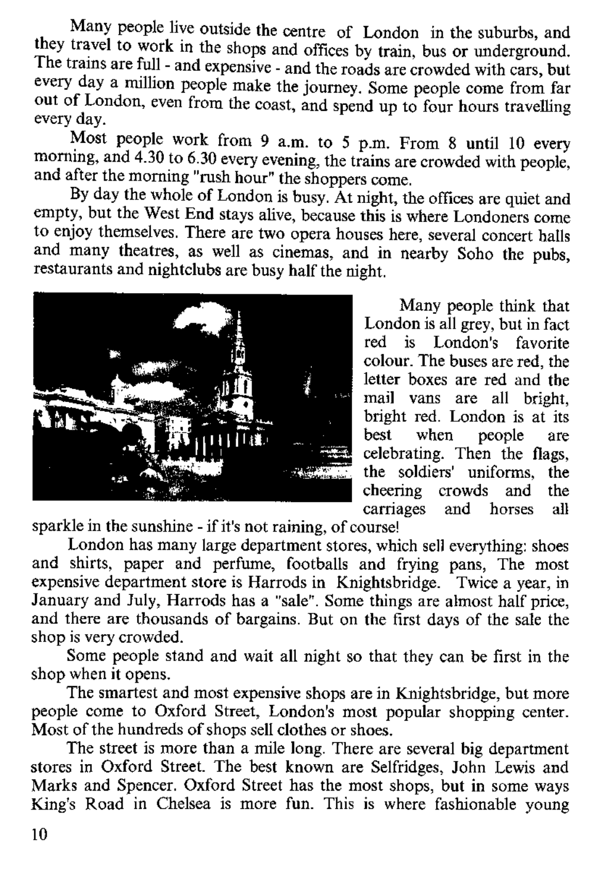Many people live outside the centre of London in the suburbs, and they travel to work in the shops and offices by train, bus or underground. The trains are full - and expensive - and the roads are crowded with cars, but every day a million people make the journey. Some people come from far out of London, even from the coast, and spend up to four hours travelling every day.

Most people work from 9 a.m. to 5 p.m. From 8 until 10 every morning, and 4.30 to 6.30 every evening, the trains are crowded with people, and after the morning "rush hour" the shoppers come.

By day the whole of London is busy. At night, the offices are quiet and empty, but the West End stays alive, because this is where Londoners come to enjoy themselves. There are two opera houses here, several concert halls and many theatres, as well as cinemas, and in nearby Soho the pubs, restaurants and nightclubs are busy half the night.

Many people think that London is all grey, but in fact red is London's favorite colour. The buses are red, the letter boxes are red and the mail vans are all bright, bright red. London is at its best when people are celebrating. Then the flags, the soldiers' uniforms, the cheering crowds and the carriages and horses all sparkle in the sunshine - if it's not raining, of course!

London has many large department stores, which sell everything: shoes and shirts, paper and perfume, footballs and frying pans, The most expensive department store is Harrods in Knightsbridge. Twice a year, in January and July, Harrods has a "sale". Some things are almost half price, and there are thousands of bargains. But on the first days of the sale the shop is very crowded.

Some people stand and wait all night so that they can be first in the shop when it opens.

The smartest and most expensive shops are in Knightsbridge, but more people come to Oxford Street, London's most popular shopping center. Most of the hundreds of shops sell clothes or shoes.

The street is more than a mile long. There are several big department stores in Oxford Street. The best known are Selfridges, John Lewis and Marks and Spencer. Oxford Street has the most shops, but in some ways King's Road in Chelsea is more fun. This is where fashionable young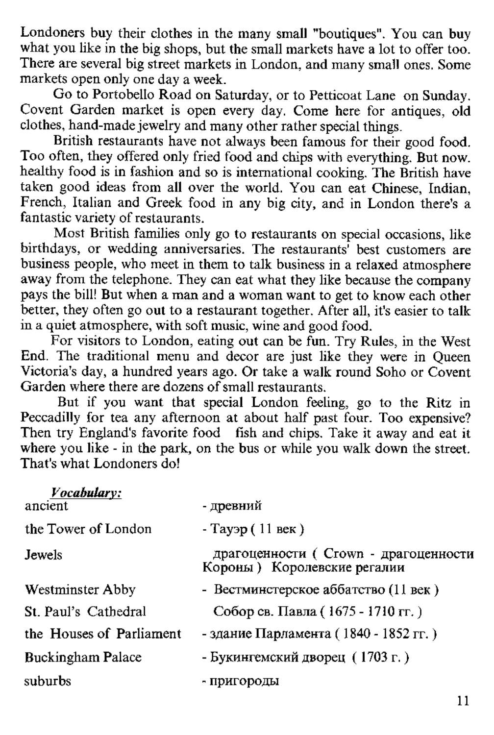Londoners buy their clothes in the many small "boutiques". You can buy what you like in the big shops, but the small markets have a lot to offer too. There are several big street markets in London, and many small ones. Some markets open only one day a week.

Go to Portobello Road on Saturday, or to Petticoat Lane on Sunday. Covent Garden market is open every day. Come here for antiques, old clothes, hand-made jewelry and many other rather special things.

British restaurants have not always been famous for their good food. Too often, they offered only fried food and chips with everything. But now. healthy food is in fashion and so is international cooking. The British have taken good ideas from all over the world. You can eat Chinese, Indian, French, Italian and Greek food in any big city, and in London there's a fantastic variety of restaurants.

Most British families only go to restaurants on special occasions, like birthdays, or wedding anniversaries. The restaurants' best customers are business people, who meet in them to talk business in a relaxed atmosphere away from the telephone. They can eat what they like because the company pays the bill! But when a man and a woman want to get to know each other better, they often go out to a restaurant together. After all, it's easier to talk in a quiet atmosphere, with soft music, wine and good food.

For visitors to London, eating out can be fun. Try Rules, in the West End. The traditional menu and decor are just like they were in Queen Victoria's day, a hundred years ago. Or take a walk round Soho or Covent Garden where there are dozens of small restaurants.

But if you want that special London feeling, go to the Ritz in Peccadilly for tea any afternoon at about half past four. Too expensive? Then try England's favorite food fish and chips. Take it away and eat it where you like - in the park, on the bus or while you walk down the street. That's what Londoners do!

***Vocabulary:***

| | |
|---|---|
| ancient | - древний |
| the Tower of London | - Тауэр ( 11 век ) |
| Jewels | драгоценности ( Crown - драгоценности Короны ) Королевские регалии |
| Westminster Abby | - Вестминстерское аббатство (11 век ) |
| St. Paul's Cathedral | Собор св. Павла ( 1675 - 1710 гг. ) |
| the Houses of Parliament | - здание Парламента ( 1840 - 1852 гг. ) |
| Buckingham Palace | - Букингемский дворец ( 1703 г. ) |
| suburbs | - пригороды |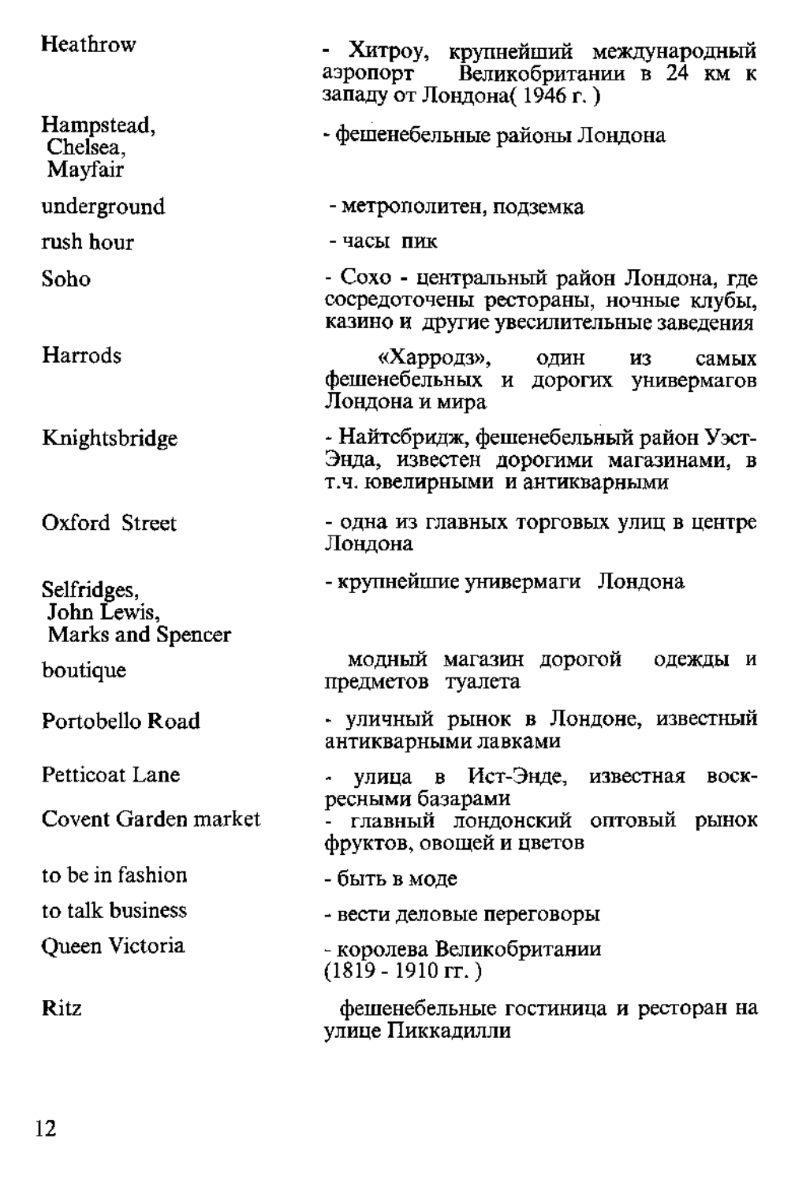| | |
|---|---|
| Heathrow | - Хитроу, крупнейший международный аэропорт Великобритании в 24 км к западу от Лондона( 1946 г. ) |
| Hampstead, Chelsea, Mayfair | - фешенебельные районы Лондона |
| underground | - метрополитен, подземка |
| rush hour | - часы пик |
| Soho | - Сохо - центральный район Лондона, где сосредоточены рестораны, ночные клубы, казино и другие увесилительные заведения |
| Harrods | «Харродз», один из самых фешенебельных и дорогих универмагов Лондона и мира |
| Knightsbridge | - Найтсбридж, фешенебельный район Уэст-Энда, известен дорогими магазинами, в т.ч. ювелирными и антикварными |
| Oxford Street | - одна из главных торговых улиц в центре Лондона |
| Selfridges, John Lewis, Marks and Spencer | - крупнейшие универмаги Лондона |
| boutique | модный магазин дорогой одежды и предметов туалета |
| Portobello Road | - уличный рынок в Лондоне, известный антикварными лавками |
| Petticoat Lane | - улица в Ист-Энде, известная воскресными базарами |
| Covent Garden market | - главный лондонский оптовый рынок фруктов, овощей и цветов |
| to be in fashion | - быть в моде |
| to talk business | - вести деловые переговоры |
| Queen Victoria | - королева Великобритании (1819 - 1910 гг. ) |
| Ritz | фешенебельные гостиница и ресторан на улице Пиккадилли |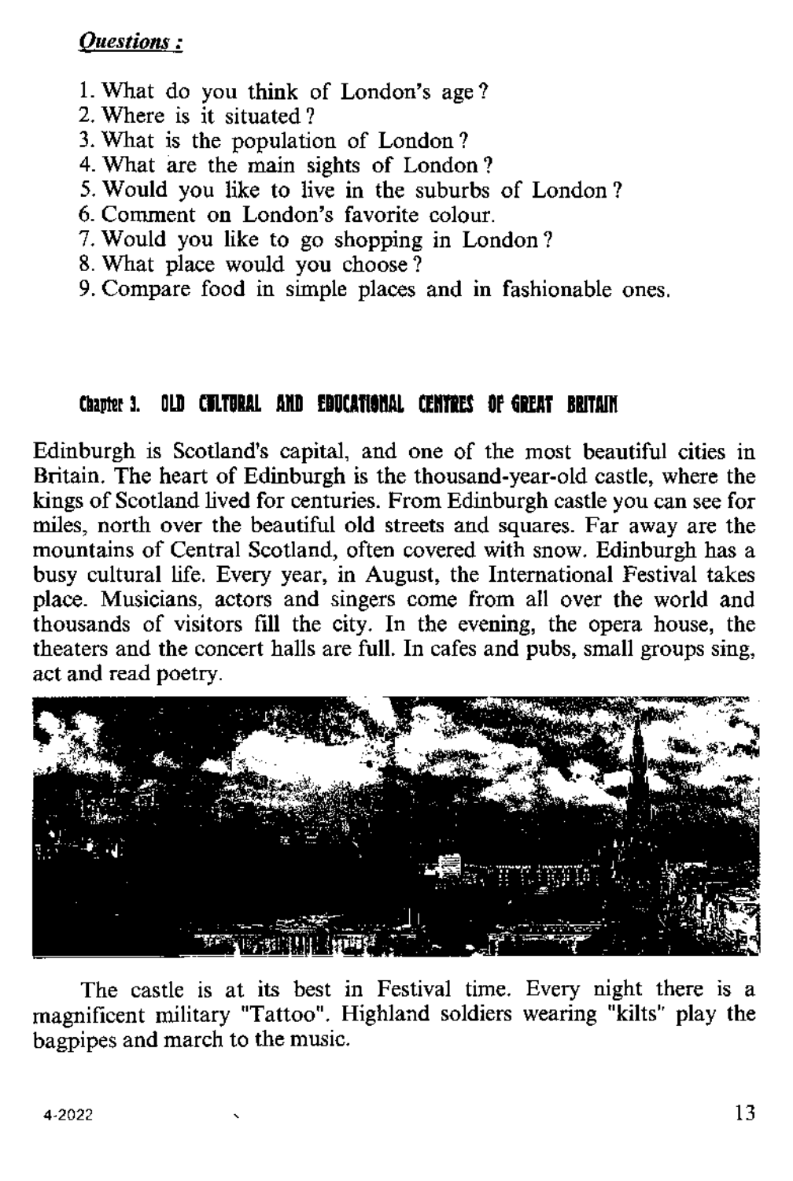***Questions :***

1. What do you think of London's age?
2. Where is it situated?
3. What is the population of London?
4. What are the main sights of London?
5. Would you like to live in the suburbs of London?
6. Comment on London's favorite colour.
7. Would you like to go shopping in London?
8. What place would you choose?
9. Compare food in simple places and in fashionable ones.

## Chapter 3. OLD CULTURAL AND EDUCATIONAL CENTRES OF GREAT BRITAIN

Edinburgh is Scotland's capital, and one of the most beautiful cities in Britain. The heart of Edinburgh is the thousand-year-old castle, where the kings of Scotland lived for centuries. From Edinburgh castle you can see for miles, north over the beautiful old streets and squares. Far away are the mountains of Central Scotland, often covered with snow. Edinburgh has a busy cultural life. Every year, in August, the International Festival takes place. Musicians, actors and singers come from all over the world and thousands of visitors fill the city. In the evening, the opera house, the theaters and the concert halls are full. In cafes and pubs, small groups sing, act and read poetry.

The castle is at its best in Festival time. Every night there is a magnificent military "Tattoo". Highland soldiers wearing "kilts" play the bagpipes and march to the music.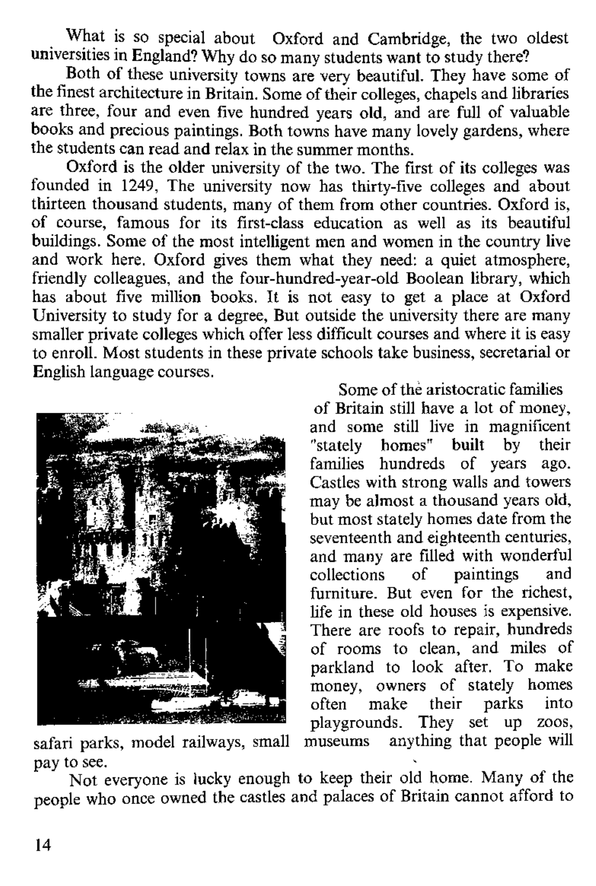What is so special about Oxford and Cambridge, the two oldest universities in England? Why do so many students want to study there?

Both of these university towns are very beautiful. They have some of the finest architecture in Britain. Some of their colleges, chapels and libraries are three, four and even five hundred years old, and are full of valuable books and precious paintings. Both towns have many lovely gardens, where the students can read and relax in the summer months.

Oxford is the older university of the two. The first of its colleges was founded in 1249, The university now has thirty-five colleges and about thirteen thousand students, many of them from other countries. Oxford is, of course, famous for its first-class education as well as its beautiful buildings. Some of the most intelligent men and women in the country live and work here. Oxford gives them what they need: a quiet atmosphere, friendly colleagues, and the four-hundred-year-old Boolean library, which has about five million books. It is not easy to get a place at Oxford University to study for a degree, But outside the university there are many smaller private colleges which offer less difficult courses and where it is easy to enroll. Most students in these private schools take business, secretarial or English language courses.

Some of the aristocratic families of Britain still have a lot of money, and some still live in magnificent "stately homes" built by their families hundreds of years ago. Castles with strong walls and towers may be almost a thousand years old, but most stately homes date from the seventeenth and eighteenth centuries, and many are filled with wonderful collections of paintings and furniture. But even for the richest, life in these old houses is expensive. There are roofs to repair, hundreds of rooms to clean, and miles of parkland to look after. To make money, owners of stately homes often make their parks into playgrounds. They set up zoos, safari parks, model railways, small museums anything that people will pay to see.

Not everyone is lucky enough to keep their old home. Many of the people who once owned the castles and palaces of Britain cannot afford to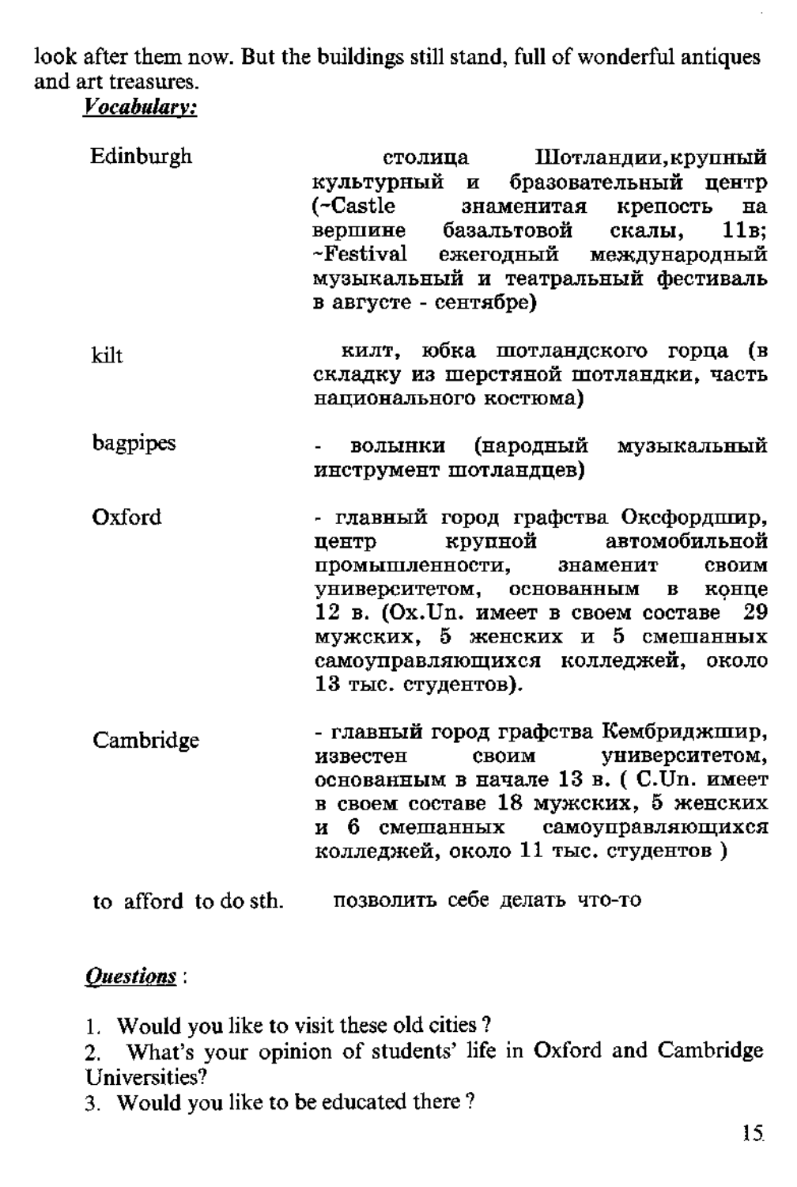look after them now. But the buildings still stand, full of wonderful antiques and art treasures.

***Vocabulary:***

| | |
|---|---|
| Edinburgh | столица Шотландии,крупный культурный и бразовательный центр (~Castle знаменитая крепость на вершине базальтовой скалы, 11в; ~Festival ежегодный международный музыкальный и театральный фестиваль в августе - сентябре) |
| kilt | килт, юбка шотландского горца (в складку из шерстяной шотландки, часть национального костюма) |
| bagpipes | - волынки (народный музыкальный инструмент шотландцев) |
| Oxford | - главный город графства Оксфордшир, центр крупной автомобильной промышленности, знаменит своим университетом, основанным в конце 12 в. (Ox.Un. имеет в своем составе 29 мужских, 5 женских и 5 смешанных самоуправляющихся колледжей, около 13 тыс. студентов). |
| Cambridge | - главный город графства Кембриджшир, известен своим университетом, основанным в начале 13 в. ( C.Un. имеет в своем составе 18 мужских, 5 женских и 6 смешанных самоуправляющихся колледжей, около 11 тыс. студентов ) |
| to afford to do sth. | позволить себе делать что-то |

***Questions*** :

1. Would you like to visit these old cities ?
2. What's your opinion of students' life in Oxford and Cambridge Universities?
3. Would you like to be educated there ?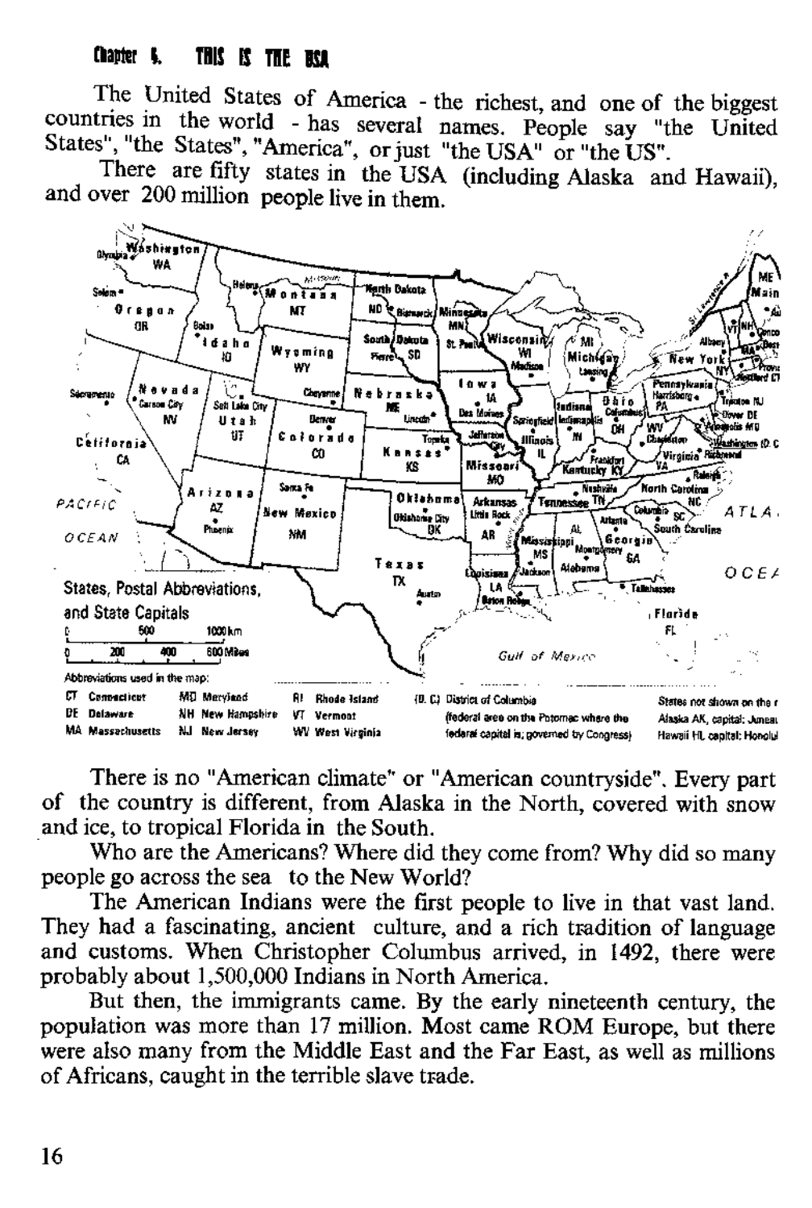# Chapter 6. THIS IS THE USA

The United States of America - the richest, and one of the biggest countries in the world - has several names. People say "the United States", "the States", "America", or just "the USA" or "the US".

There are fifty states in the USA (including Alaska and Hawaii), and over 200 million people live in them.

States, Postal Abbreviations, and State Capitals

Abbreviations used in the map:

| | | | |
|---|---|---|---|
| CT Connecticut | MD Maryland | RI Rhode Island | (D. C.) District of Columbia (federal area on the Potomac where the federal capital is; governed by Congress) |
| DE Delaware | NH New Hampshire | VT Vermont | |
| MA Massachusetts | NJ New Jersey | WV West Virginia | |

States not shown on the map: Alaska AK, capital: Juneau; Hawaii HI, capital: Honolulu

There is no "American climate" or "American countryside". Every part of the country is different, from Alaska in the North, covered with snow and ice, to tropical Florida in the South.

Who are the Americans? Where did they come from? Why did so many people go across the sea to the New World?

The American Indians were the first people to live in that vast land. They had a fascinating, ancient culture, and a rich tradition of language and customs. When Christopher Columbus arrived, in 1492, there were probably about 1,500,000 Indians in North America.

But then, the immigrants came. By the early nineteenth century, the population was more than 17 million. Most came ROM Europe, but there were also many from the Middle East and the Far East, as well as millions of Africans, caught in the terrible slave trade.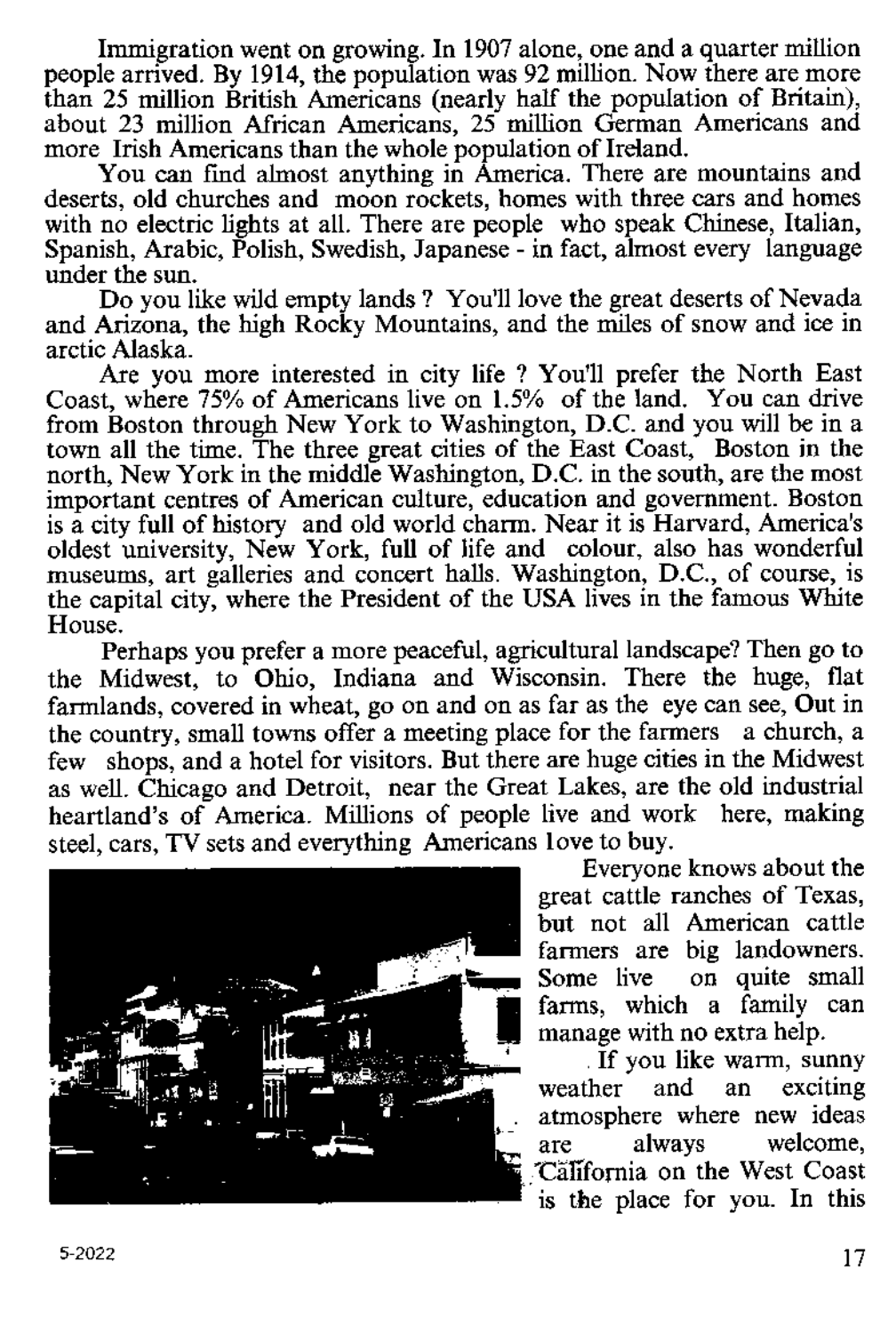Immigration went on growing. In 1907 alone, one and a quarter million people arrived. By 1914, the population was 92 million. Now there are more than 25 million British Americans (nearly half the population of Britain), about 23 million African Americans, 25 million German Americans and more Irish Americans than the whole population of Ireland.

You can find almost anything in America. There are mountains and deserts, old churches and moon rockets, homes with three cars and homes with no electric lights at all. There are people who speak Chinese, Italian, Spanish, Arabic, Polish, Swedish, Japanese - in fact, almost every language under the sun.

Do you like wild empty lands ? You'll love the great deserts of Nevada and Arizona, the high Rocky Mountains, and the miles of snow and ice in arctic Alaska.

Are you more interested in city life ? You'll prefer the North East Coast, where 75% of Americans live on 1.5% of the land. You can drive from Boston through New York to Washington, D.C. and you will be in a town all the time. The three great cities of the East Coast, Boston in the north, New York in the middle Washington, D.C. in the south, are the most important centres of American culture, education and government. Boston is a city full of history and old world charm. Near it is Harvard, America's oldest university, New York, full of life and colour, also has wonderful museums, art galleries and concert halls. Washington, D.C., of course, is the capital city, where the President of the USA lives in the famous White House.

Perhaps you prefer a more peaceful, agricultural landscape? Then go to the Midwest, to Ohio, Indiana and Wisconsin. There the huge, flat farmlands, covered in wheat, go on and on as far as the eye can see, Out in the country, small towns offer a meeting place for the farmers a church, a few shops, and a hotel for visitors. But there are huge cities in the Midwest as well. Chicago and Detroit, near the Great Lakes, are the old industrial heartland's of America. Millions of people live and work here, making steel, cars, TV sets and everything Americans love to buy.

Everyone knows about the great cattle ranches of Texas, but not all American cattle farmers are big landowners. Some live on quite small farms, which a family can manage with no extra help.

If you like warm, sunny weather and an exciting atmosphere where new ideas are always welcome, California on the West Coast is the place for you. In this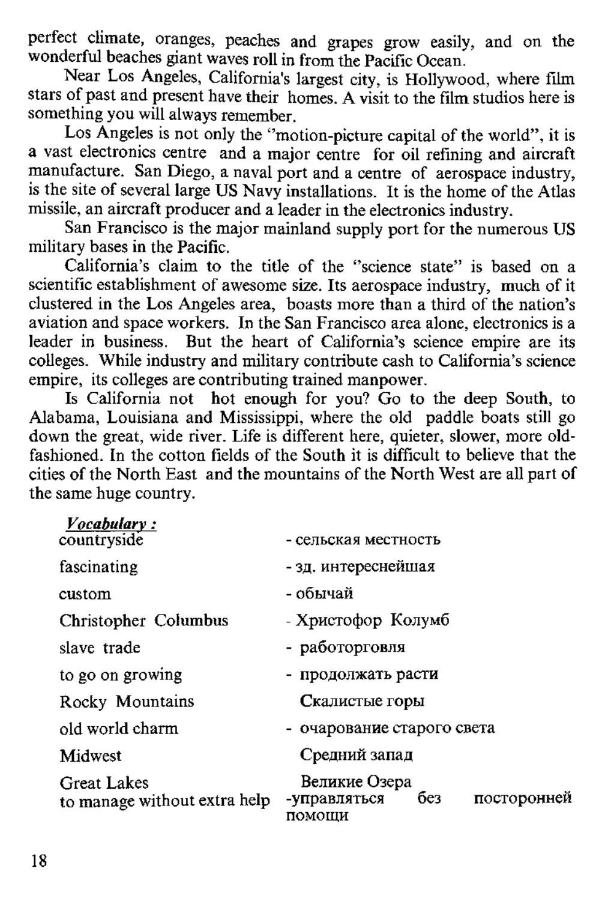perfect climate, oranges, peaches and grapes grow easily, and on the wonderful beaches giant waves roll in from the Pacific Ocean.

Near Los Angeles, California's largest city, is Hollywood, where film stars of past and present have their homes. A visit to the film studios here is something you will always remember.

Los Angeles is not only the "motion-picture capital of the world", it is a vast electronics centre and a major centre for oil refining and aircraft manufacture. San Diego, a naval port and a centre of aerospace industry, is the site of several large US Navy installations. It is the home of the Atlas missile, an aircraft producer and a leader in the electronics industry.

San Francisco is the major mainland supply port for the numerous US military bases in the Pacific.

California's claim to the title of the "science state" is based on a scientific establishment of awesome size. Its aerospace industry, much of it clustered in the Los Angeles area, boasts more than a third of the nation's aviation and space workers. In the San Francisco area alone, electronics is a leader in business. But the heart of California's science empire are its colleges. While industry and military contribute cash to California's science empire, its colleges are contributing trained manpower.

Is California not hot enough for you? Go to the deep South, to Alabama, Louisiana and Mississippi, where the old paddle boats still go down the great, wide river. Life is different here, quieter, slower, more old-fashioned. In the cotton fields of the South it is difficult to believe that the cities of the North East and the mountains of the North West are all part of the same huge country.

***Vocabulary :***

| | |
|---|---|
| countryside | - сельская местность |
| fascinating | - зд. интереснейшая |
| custom | - обычай |
| Christopher Columbus | - Христофор Колумб |
| slave trade | - работорговля |
| to go on growing | - продолжать расти |
| Rocky Mountains | Скалистые горы |
| old world charm | - очарование старого света |
| Midwest | Средний запад |
| Great Lakes | Великие Озера |
| to manage without extra help | -управляться без посторонней помощи |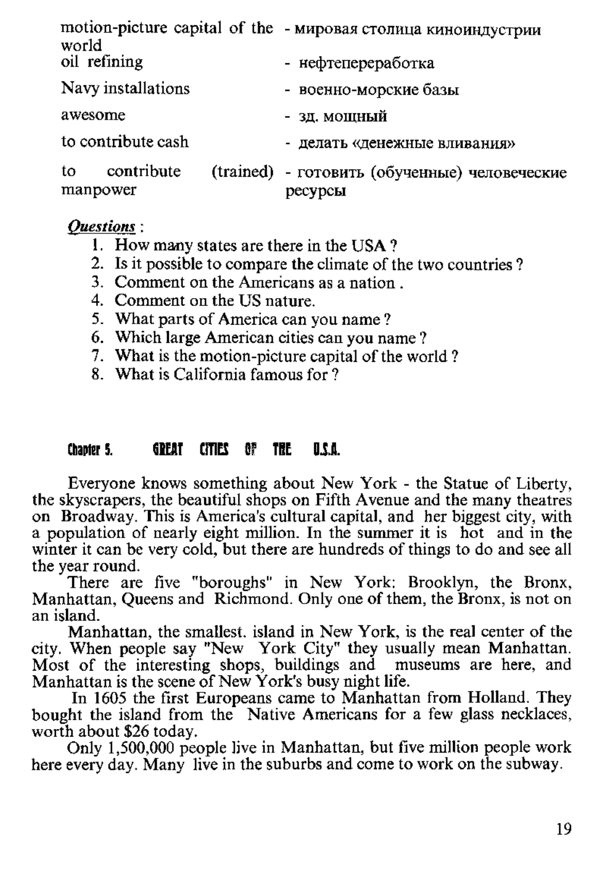| | |
|---|---|
| motion-picture capital of the world | - мировая столица киноиндустрии |
| oil refining | - нефтепереработка |
| Navy installations | - военно-морские базы |
| awesome | - зд. мощный |
| to contribute cash | - делать «денежные вливания» |
| to contribute (trained) manpower | - готовить (обученные) человеческие ресурсы |

***Questions*** :

1. How many states are there in the USA ?
2. Is it possible to compare the climate of the two countries ?
3. Comment on the Americans as a nation .
4. Comment on the US nature.
5. What parts of America can you name ?
6. Which large American cities can you name ?
7. What is the motion-picture capital of the world ?
8. What is California famous for ?

## Chapter 5. GREAT CITIES OF THE U.S.A.

Everyone knows something about New York - the Statue of Liberty, the skyscrapers, the beautiful shops on Fifth Avenue and the many theatres on Broadway. This is America's cultural capital, and her biggest city, with a population of nearly eight million. In the summer it is hot and in the winter it can be very cold, but there are hundreds of things to do and see all the year round.

There are five "boroughs" in New York: Brooklyn, the Bronx, Manhattan, Queens and Richmond. Only one of them, the Bronx, is not on an island.

Manhattan, the smallest. island in New York, is the real center of the city. When people say "New York City" they usually mean Manhattan. Most of the interesting shops, buildings and museums are here, and Manhattan is the scene of New York's busy night life.

In 1605 the first Europeans came to Manhattan from Holland. They bought the island from the Native Americans for a few glass necklaces, worth about $26 today.

Only 1,500,000 people live in Manhattan, but five million people work here every day. Many live in the suburbs and come to work on the subway.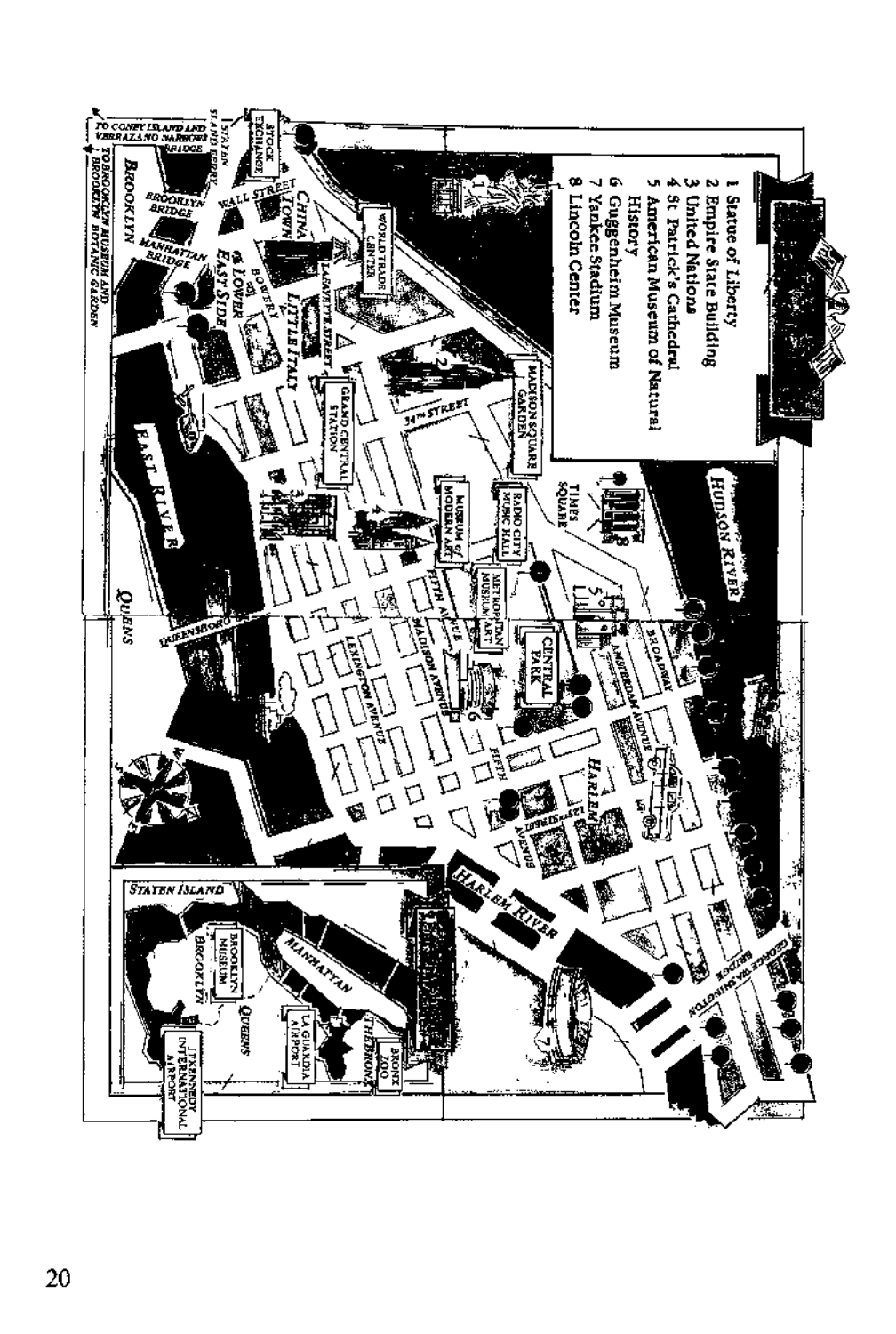1 Statue of Liberty
2 Empire State Building
3 United Nations
4 St Patrick's Cathedral
5 American Museum of Natural History
6 Guggenheim Museum
7 Yankee Stadium
8 Lincoln Center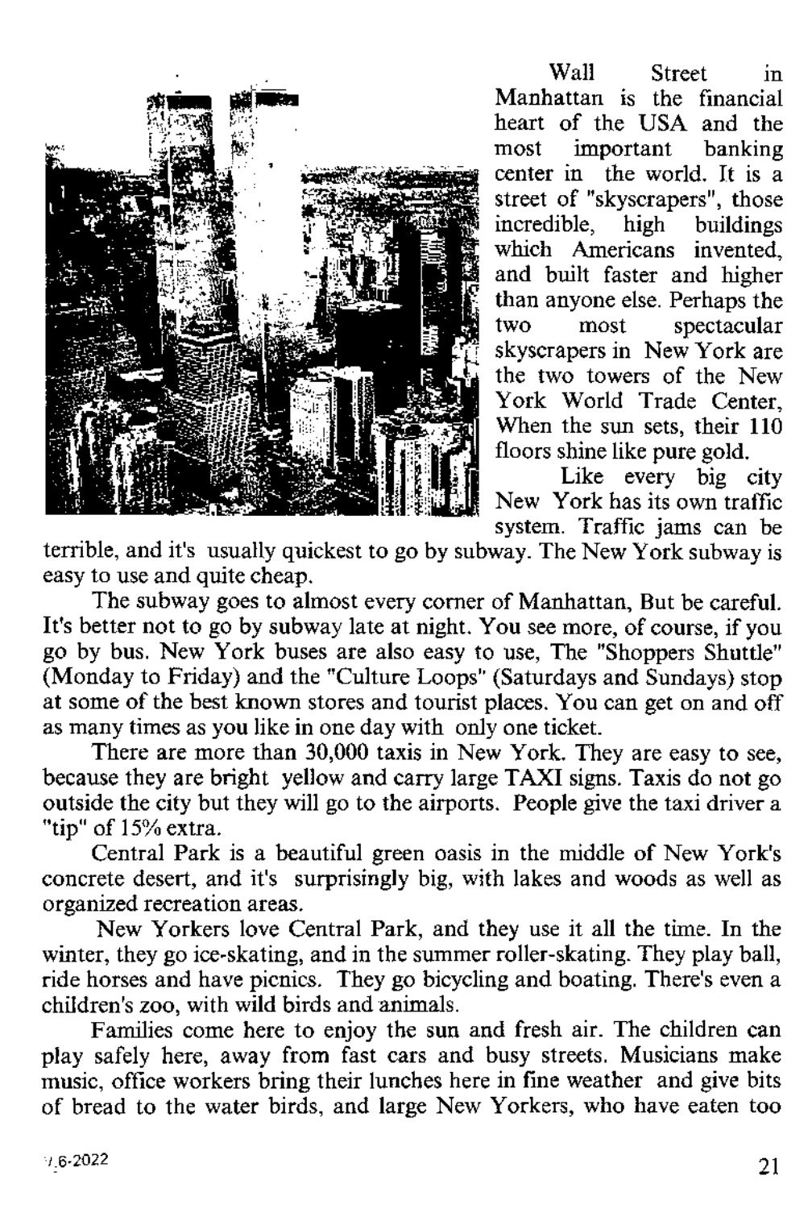Wall Street in Manhattan is the financial heart of the USA and the most important banking center in the world. It is a street of "skyscrapers", those incredible, high buildings which Americans invented, and built faster and higher than anyone else. Perhaps the two most spectacular skyscrapers in New York are the two towers of the New York World Trade Center, When the sun sets, their 110 floors shine like pure gold.

Like every big city New York has its own traffic system. Traffic jams can be terrible, and it's usually quickest to go by subway. The New York subway is easy to use and quite cheap.

The subway goes to almost every corner of Manhattan, But be careful. It's better not to go by subway late at night. You see more, of course, if you go by bus. New York buses are also easy to use, The "Shoppers Shuttle" (Monday to Friday) and the "Culture Loops" (Saturdays and Sundays) stop at some of the best known stores and tourist places. You can get on and off as many times as you like in one day with only one ticket.

There are more than 30,000 taxis in New York. They are easy to see, because they are bright yellow and carry large TAXI signs. Taxis do not go outside the city but they will go to the airports. People give the taxi driver a "tip" of 15% extra.

Central Park is a beautiful green oasis in the middle of New York's concrete desert, and it's surprisingly big, with lakes and woods as well as organized recreation areas.

New Yorkers love Central Park, and they use it all the time. In the winter, they go ice-skating, and in the summer roller-skating. They play ball, ride horses and have picnics. They go bicycling and boating. There's even a children's zoo, with wild birds and animals.

Families come here to enjoy the sun and fresh air. The children can play safely here, away from fast cars and busy streets. Musicians make music, office workers bring their lunches here in fine weather and give bits of bread to the water birds, and large New Yorkers, who have eaten too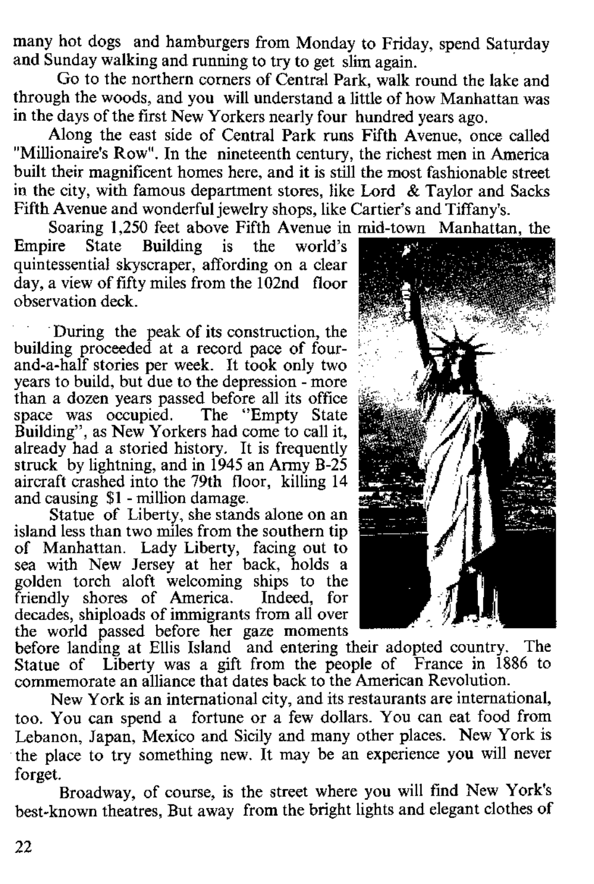many hot dogs and hamburgers from Monday to Friday, spend Saturday and Sunday walking and running to try to get slim again.

Go to the northern corners of Central Park, walk round the lake and through the woods, and you will understand a little of how Manhattan was in the days of the first New Yorkers nearly four hundred years ago.

Along the east side of Central Park runs Fifth Avenue, once called "Millionaire's Row". In the nineteenth century, the richest men in America built their magnificent homes here, and it is still the most fashionable street in the city, with famous department stores, like Lord & Taylor and Sacks Fifth Avenue and wonderful jewelry shops, like Cartier's and Tiffany's.

Soaring 1,250 feet above Fifth Avenue in mid-town Manhattan, the Empire State Building is the world's quintessential skyscraper, affording on a clear day, a view of fifty miles from the 102nd floor observation deck.

During the peak of its construction, the building proceeded at a record pace of four-and-a-half stories per week. It took only two years to build, but due to the depression - more than a dozen years passed before all its office space was occupied. The "Empty State Building", as New Yorkers had come to call it, already had a storied history. It is frequently struck by lightning, and in 1945 an Army B-25 aircraft crashed into the 79th floor, killing 14 and causing $1 - million damage.

Statue of Liberty, she stands alone on an island less than two miles from the southern tip of Manhattan. Lady Liberty, facing out to sea with New Jersey at her back, holds a golden torch aloft welcoming ships to the friendly shores of America. Indeed, for decades, shiploads of immigrants from all over the world passed before her gaze moments before landing at Ellis Island and entering their adopted country. The Statue of Liberty was a gift from the people of France in 1886 to commemorate an alliance that dates back to the American Revolution.

New York is an international city, and its restaurants are international, too. You can spend a fortune or a few dollars. You can eat food from Lebanon, Japan, Mexico and Sicily and many other places. New York is the place to try something new. It may be an experience you will never forget.

Broadway, of course, is the street where you will find New York's best-known theatres, But away from the bright lights and elegant clothes of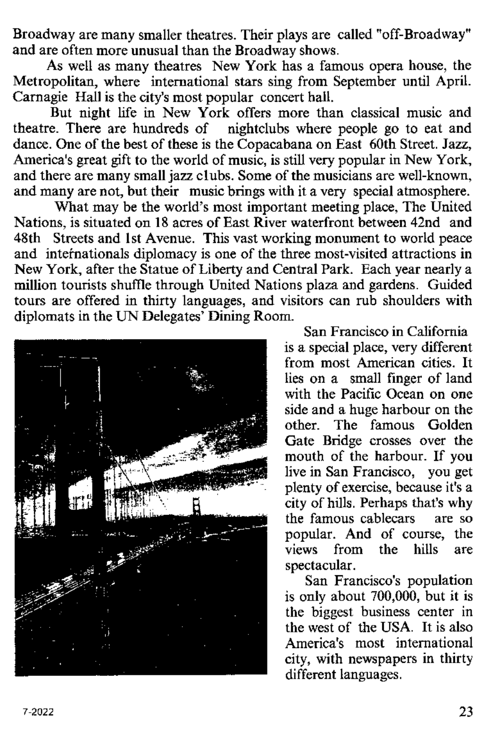Broadway are many smaller theatres. Their plays are called "off-Broadway" and are often more unusual than the Broadway shows.

As well as many theatres New York has a famous opera house, the Metropolitan, where international stars sing from September until April. Carnagie Hall is the city's most popular concert hall.

But night life in New York offers more than classical music and theatre. There are hundreds of nightclubs where people go to eat and dance. One of the best of these is the Copacabana on East 60th Street. Jazz, America's great gift to the world of music, is still very popular in New York, and there are many small jazz clubs. Some of the musicians are well-known, and many are not, but their music brings with it a very special atmosphere.

What may be the world's most important meeting place, The United Nations, is situated on 18 acres of East River waterfront between 42nd and 48th Streets and 1st Avenue. This vast working monument to world peace and intefnationals diplomacy is one of the three most-visited attractions in New York, after the Statue of Liberty and Central Park. Each year nearly a million tourists shuffle through United Nations plaza and gardens. Guided tours are offered in thirty languages, and visitors can rub shoulders with diplomats in the UN Delegates' Dining Room.

San Francisco in California is a special place, very different from most American cities. It lies on a small finger of land with the Pacific Ocean on one side and a huge harbour on the other. The famous Golden Gate Bridge crosses over the mouth of the harbour. If you live in San Francisco, you get plenty of exercise, because it's a city of hills. Perhaps that's why the famous cablecars are so popular. And of course, the views from the hills are spectacular.

San Francisco's population is only about 700,000, but it is the biggest business center in the west of the USA. It is also America's most international city, with newspapers in thirty different languages.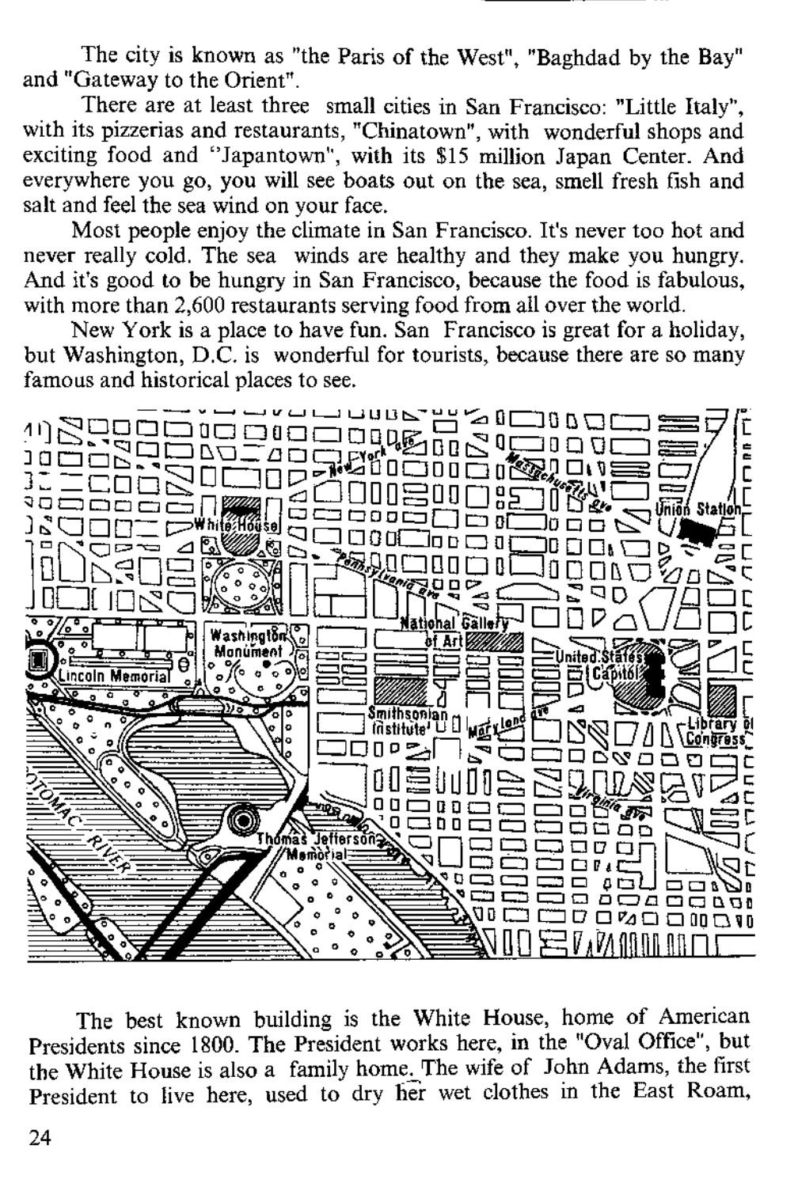The city is known as "the Paris of the West", "Baghdad by the Bay" and "Gateway to the Orient".

There are at least three small cities in San Francisco: "Little Italy", with its pizzerias and restaurants, "Chinatown", with wonderful shops and exciting food and "Japantown", with its $15 million Japan Center. And everywhere you go, you will see boats out on the sea, smell fresh fish and salt and feel the sea wind on your face.

Most people enjoy the climate in San Francisco. It's never too hot and never really cold. The sea winds are healthy and they make you hungry. And it's good to be hungry in San Francisco, because the food is fabulous, with more than 2,600 restaurants serving food from all over the world.

New York is a place to have fun. San Francisco is great for a holiday, but Washington, D.C. is wonderful for tourists, because there are so many famous and historical places to see.

The best known building is the White House, home of American Presidents since 1800. The President works here, in the "Oval Office", but the White House is also a family home. The wife of John Adams, the first President to live here, used to dry her wet clothes in the East Roam,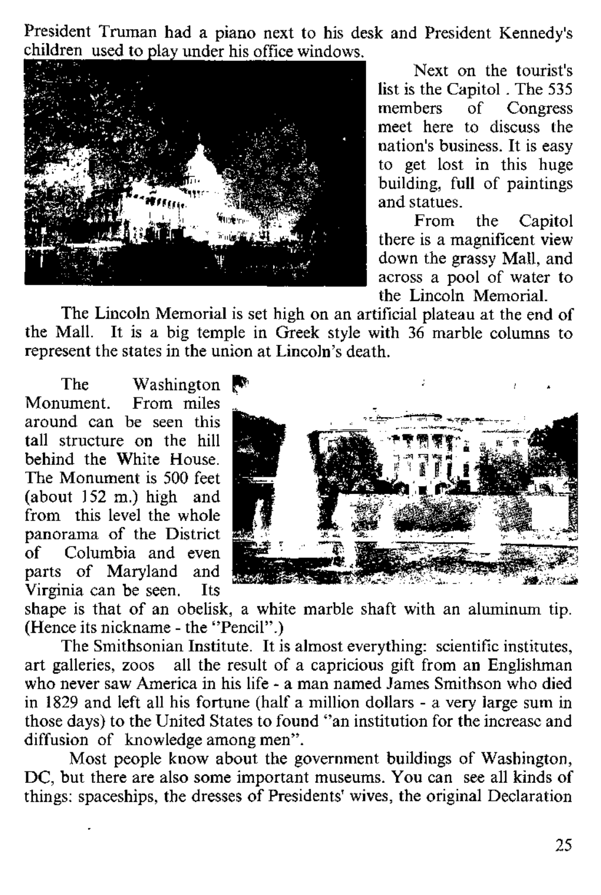President Truman had a piano next to his desk and President Kennedy's children used to play under his office windows.

Next on the tourist's list is the Capitol . The 535 members of Congress meet here to discuss the nation's business. It is easy to get lost in this huge building, full of paintings and statues.

From the Capitol there is a magnificent view down the grassy Mall, and across a pool of water to the Lincoln Memorial.

The Lincoln Memorial is set high on an artificial plateau at the end of the Mall. It is a big temple in Greek style with 36 marble columns to represent the states in the union at Lincoln's death.

The Washington Monument. From miles around can be seen this tall structure on the hill behind the White House. The Monument is 500 feet (about 152 m.) high and from this level the whole panorama of the District of Columbia and even parts of Maryland and Virginia can be seen. Its shape is that of an obelisk, a white marble shaft with an aluminum tip. (Hence its nickname - the "Pencil".)

The Smithsonian Institute. It is almost everything: scientific institutes, art galleries, zoos all the result of a capricious gift from an Englishman who never saw America in his life - a man named James Smithson who died in 1829 and left all his fortune (half a million dollars - a very large sum in those days) to the United States to found "an institution for the increase and diffusion of knowledge among men".

Most people know about the government buildings of Washington, DC, but there are also some important museums. You can see all kinds of things: spaceships, the dresses of Presidents' wives, the original Declaration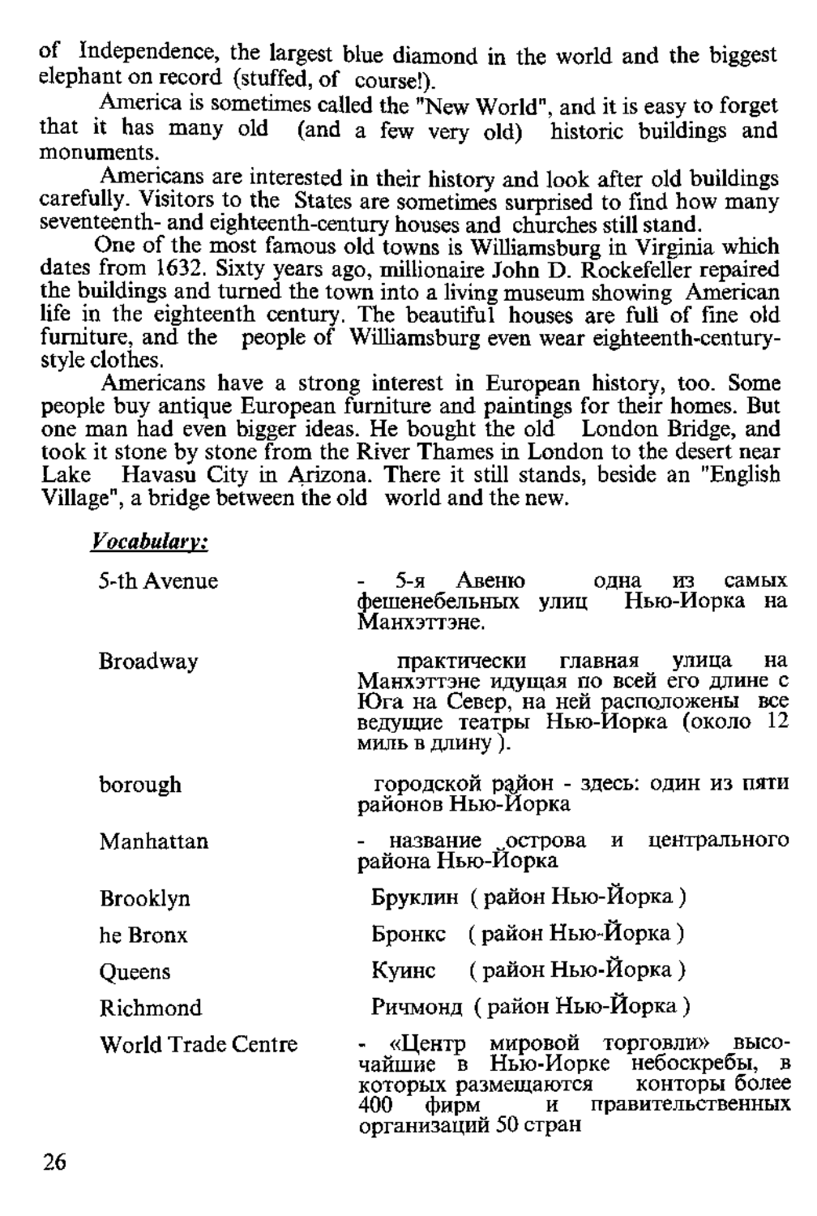of Independence, the largest blue diamond in the world and the biggest elephant on record (stuffed, of course!).

America is sometimes called the "New World", and it is easy to forget that it has many old (and a few very old) historic buildings and monuments.

Americans are interested in their history and look after old buildings carefully. Visitors to the States are sometimes surprised to find how many seventeenth- and eighteenth-century houses and churches still stand.

One of the most famous old towns is Williamsburg in Virginia which dates from 1632. Sixty years ago, millionaire John D. Rockefeller repaired the buildings and turned the town into a living museum showing American life in the eighteenth century. The beautiful houses are full of fine old furniture, and the people of Williamsburg even wear eighteenth-century-style clothes.

Americans have a strong interest in European history, too. Some people buy antique European furniture and paintings for their homes. But one man had even bigger ideas. He bought the old London Bridge, and took it stone by stone from the River Thames in London to the desert near Lake Havasu City in Arizona. There it still stands, beside an "English Village", a bridge between the old world and the new.

***Vocabulary:***

| | |
|---|---|
| 5-th Avenue | - 5-я Авеню одна из самых фешенебельных улиц Нью-Иорка на Манхэттэне. |
| Broadway | практически главная улица на Манхэттэне идущая по всей его длине с Юга на Север, на ней расположены все ведущие театры Нью-Иорка (около 12 миль в длину ). |
| borough | городской район - здесь: один из пяти районов Нью-Йорка |
| Manhattan | - название острова и центрального района Нью-Йорка |
| Brooklyn | Бруклин ( район Нью-Йорка ) |
| he Bronx | Бронкс ( район Нью-Йорка ) |
| Queens | Куинс ( район Нью-Йорка ) |
| Richmond | Ричмонд ( район Нью-Йорка ) |
| World Trade Centre | - «Центр мировой торговли» высочайшие в Нью-Иорке небоскребы, в которых размещаются конторы более 400 фирм и правительственных организаций 50 стран |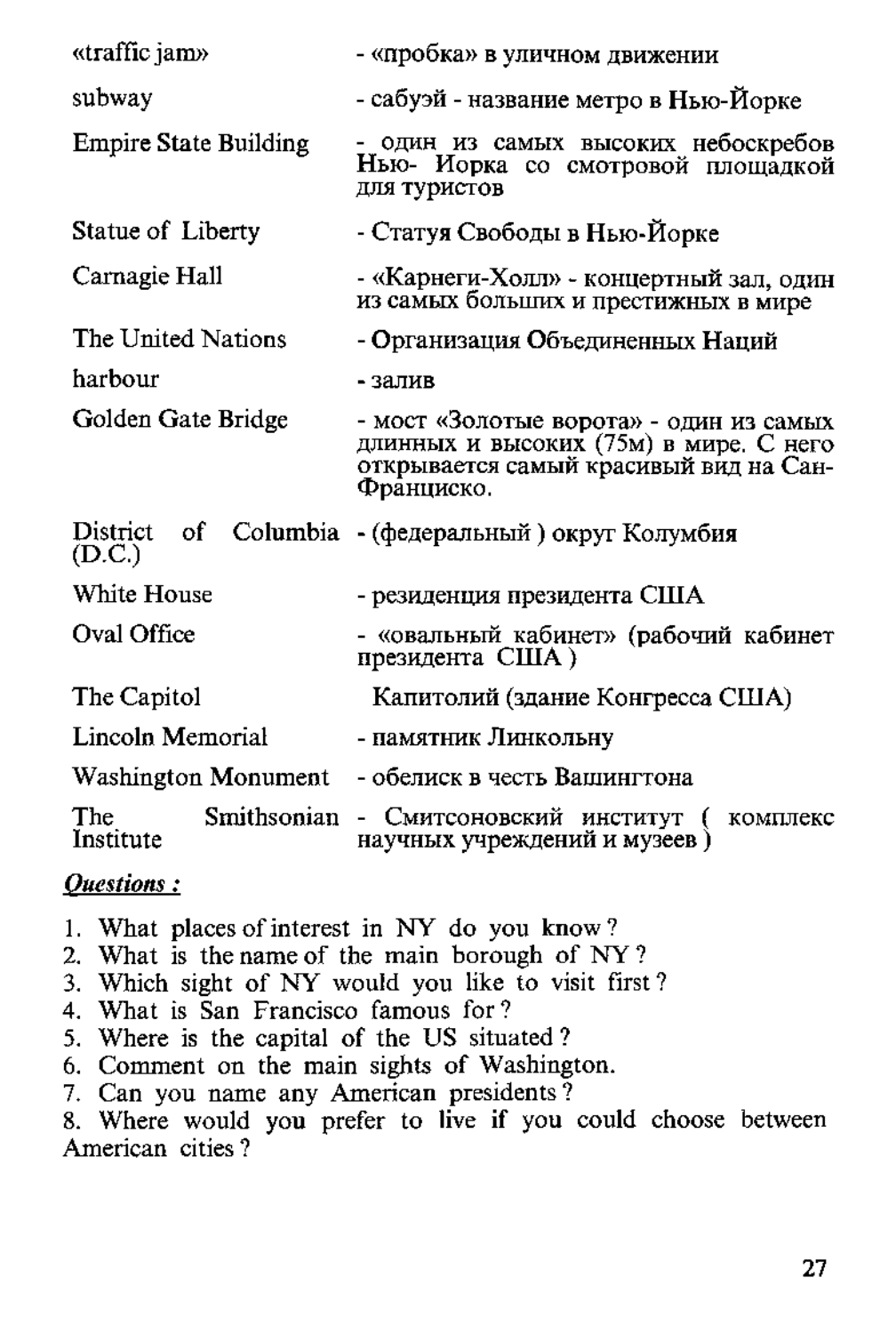| | |
|---|---|
| «traffic jam» | - «пробка» в уличном движении |
| subway | - сабуэй - название метро в Нью-Йорке |
| Empire State Building | - один из самых высоких небоскребов Нью- Иорка со смотровой площадкой для туристов |
| Statue of Liberty | - Статуя Свободы в Нью-Йорке |
| Carnagie Hall | - «Карнеги-Холл» - концертный зал, один из самых больших и престижных в мире |
| The United Nations | - Организация Объединенных Наций |
| harbour | - залив |
| Golden Gate Bridge | - мост «Золотые ворота» - один из самых длинных и высоких (75м) в мире. С него открывается самый красивый вид на Сан-Франциско. |
| District of Columbia (D.C.) | - (федеральный ) округ Колумбия |
| White House | - резиденция президента США |
| Oval Office | - «овальный кабинет» (рабочий кабинет президента США ) |
| The Capitol | Капитолий (здание Конгресса США) |
| Lincoln Memorial | - памятник Линкольну |
| Washington Monument | - обелиск в честь Вашингтона |
| The Smithsonian Institute | - Смитсоновский институт ( комплекс научных учреждений и музеев ) |

***Questions :***

1. What places of interest in NY do you know?
2. What is the name of the main borough of NY?
3. Which sight of NY would you like to visit first?
4. What is San Francisco famous for?
5. Where is the capital of the US situated?
6. Comment on the main sights of Washington.
7. Can you name any American presidents?
8. Where would you prefer to live if you could choose between American cities?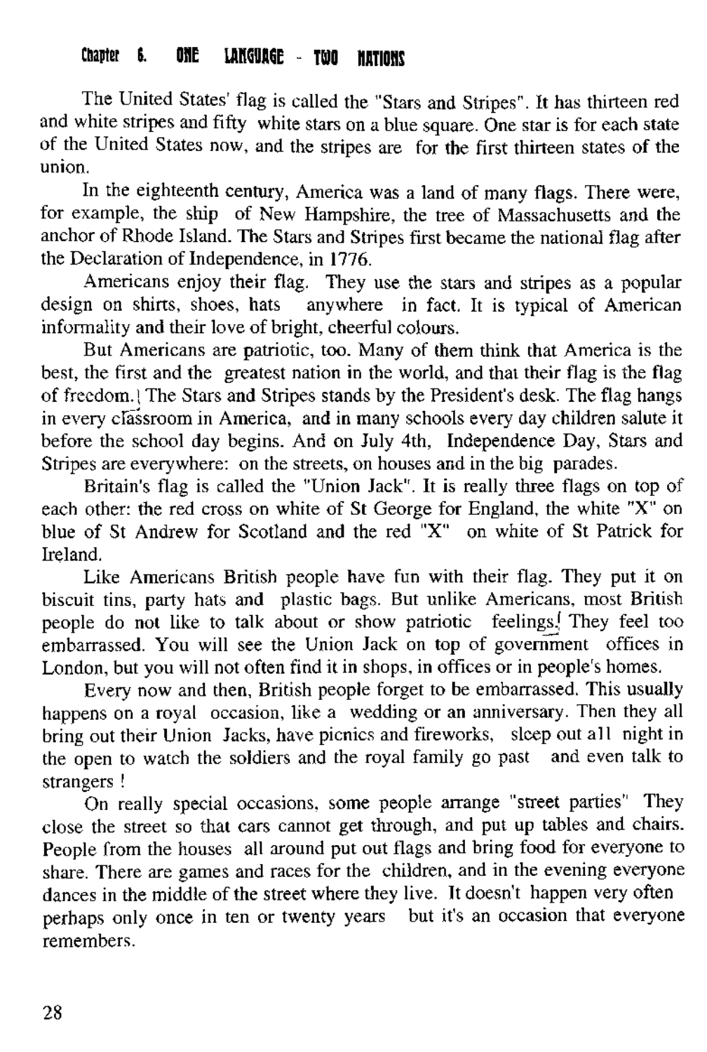The United States' flag is called the "Stars and Stripes". It has thirteen red and white stripes and fifty white stars on a blue square. One star is for each state of the United States now, and the stripes are for the first thirteen states of the union.

In the eighteenth century, America was a land of many flags. There were, for example, the ship of New Hampshire, the tree of Massachusetts and the anchor of Rhode Island. The Stars and Stripes first became the national flag after the Declaration of Independence, in 1776.

Americans enjoy their flag. They use the stars and stripes as a popular design on shirts, shoes, hats anywhere in fact. It is typical of American informality and their love of bright, cheerful colours.

But Americans are patriotic, too. Many of them think that America is the best, the first and the greatest nation in the world, and that their flag is the flag of freedom. The Stars and Stripes stands by the President's desk. The flag hangs in every classroom in America, and in many schools every day children salute it before the school day begins. And on July 4th, Independence Day, Stars and Stripes are everywhere: on the streets, on houses and in the big parades.

Britain's flag is called the "Union Jack". It is really three flags on top of each other: the red cross on white of St George for England, the white "X" on blue of St Andrew for Scotland and the red "X" on white of St Patrick for Ireland.

Like Americans British people have fun with their flag. They put it on biscuit tins, party hats and plastic bags. But unlike Americans, most British people do not like to talk about or show patriotic feelings. They feel too embarrassed. You will see the Union Jack on top of government offices in London, but you will not often find it in shops, in offices or in people's homes.

Every now and then, British people forget to be embarrassed. This usually happens on a royal occasion, like a wedding or an anniversary. Then they all bring out their Union Jacks, have picnics and fireworks, sleep out all night in the open to watch the soldiers and the royal family go past and even talk to strangers !

On really special occasions, some people arrange "street parties" They close the street so that cars cannot get through, and put up tables and chairs. People from the houses all around put out flags and bring food for everyone to share. There are games and races for the children, and in the evening everyone dances in the middle of the street where they live. It doesn't happen very often perhaps only once in ten or twenty years but it's an occasion that everyone remembers.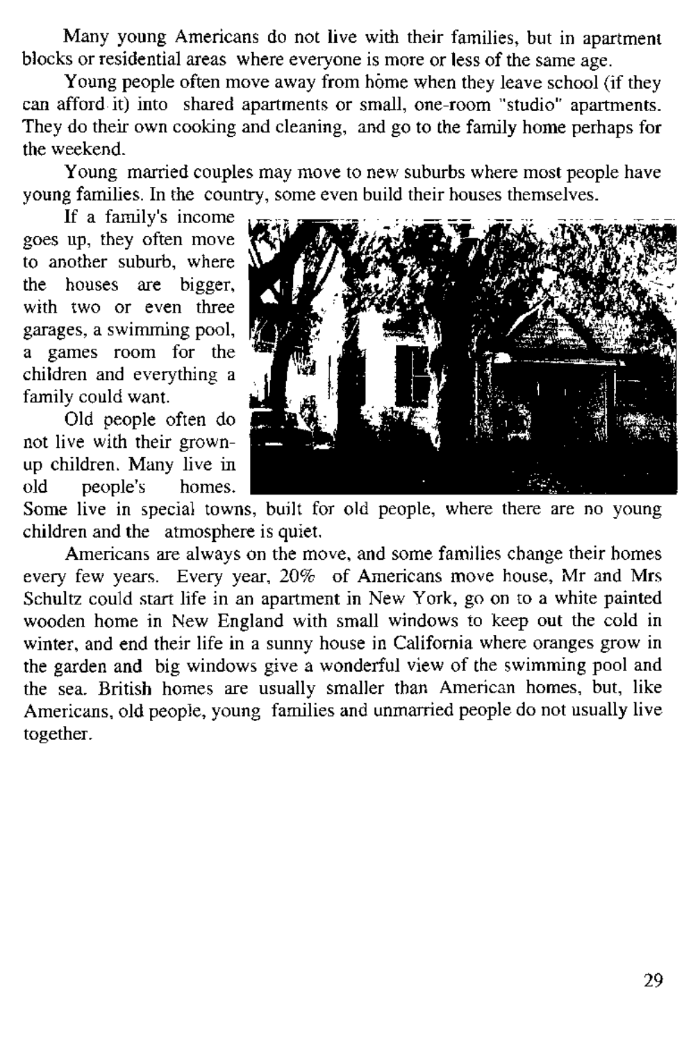Many young Americans do not live with their families, but in apartment blocks or residential areas where everyone is more or less of the same age.

Young people often move away from home when they leave school (if they can afford it) into shared apartments or small, one-room "studio" apartments. They do their own cooking and cleaning, and go to the family home perhaps for the weekend.

Young married couples may move to new suburbs where most people have young families. In the country, some even build their houses themselves.

If a family's income goes up, they often move to another suburb, where the houses are bigger, with two or even three garages, a swimming pool, a games room for the children and everything a family could want.

Old people often do not live with their grown-up children. Many live in old people's homes. Some live in special towns, built for old people, where there are no young children and the atmosphere is quiet.

Americans are always on the move, and some families change their homes every few years. Every year, 20% of Americans move house, Mr and Mrs Schultz could start life in an apartment in New York, go on to a white painted wooden home in New England with small windows to keep out the cold in winter, and end their life in a sunny house in California where oranges grow in the garden and big windows give a wonderful view of the swimming pool and the sea. British homes are usually smaller than American homes, but, like Americans, old people, young families and unmarried people do not usually live together.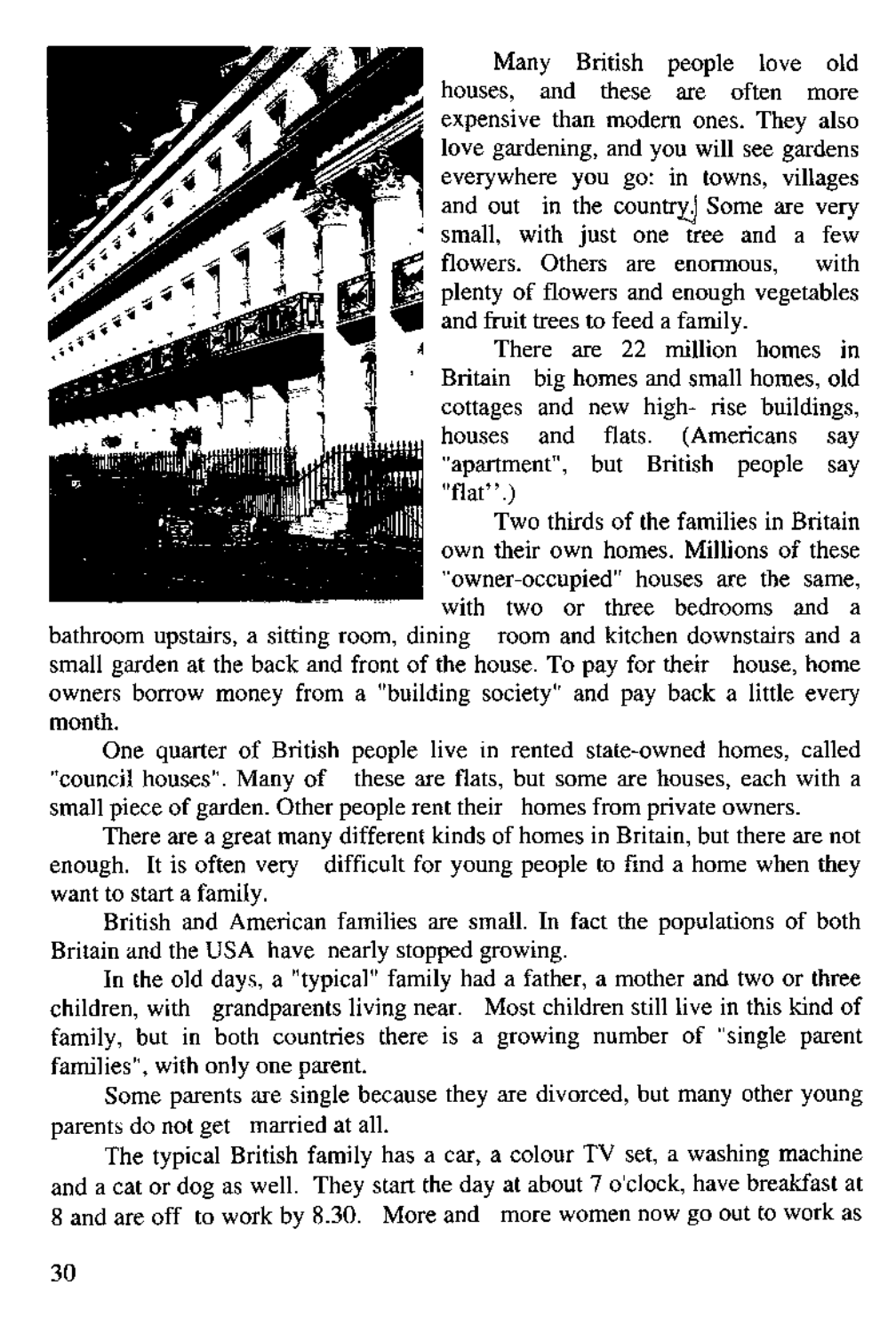Many British people love old houses, and these are often more expensive than modern ones. They also love gardening, and you will see gardens everywhere you go: in towns, villages and out in the country. Some are very small, with just one tree and a few flowers. Others are enormous, with plenty of flowers and enough vegetables and fruit trees to feed a family.

There are 22 million homes in Britain big homes and small homes, old cottages and new high- rise buildings, houses and flats. (Americans say "apartment", but British people say "flat".)

Two thirds of the families in Britain own their own homes. Millions of these "owner-occupied" houses are the same, with two or three bedrooms and a bathroom upstairs, a sitting room, dining room and kitchen downstairs and a small garden at the back and front of the house. To pay for their house, home owners borrow money from a "building society" and pay back a little every month.

One quarter of British people live in rented state-owned homes, called "council houses". Many of these are flats, but some are houses, each with a small piece of garden. Other people rent their homes from private owners.

There are a great many different kinds of homes in Britain, but there are not enough. It is often very difficult for young people to find a home when they want to start a family.

British and American families are small. In fact the populations of both Britain and the USA have nearly stopped growing.

In the old days, a "typical" family had a father, a mother and two or three children, with grandparents living near. Most children still live in this kind of family, but in both countries there is a growing number of "single parent families", with only one parent.

Some parents are single because they are divorced, but many other young parents do not get married at all.

The typical British family has a car, a colour TV set, a washing machine and a cat or dog as well. They start the day at about 7 o'clock, have breakfast at 8 and are off to work by 8.30. More and more women now go out to work as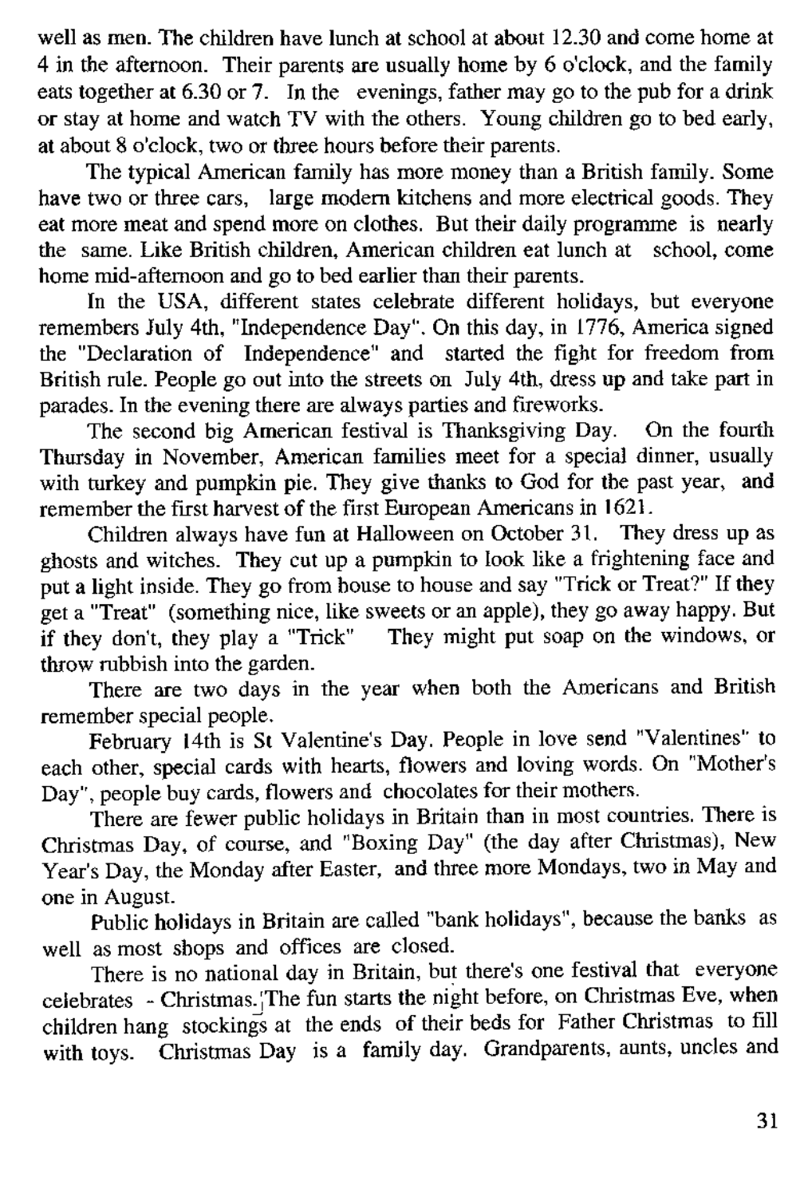well as men. The children have lunch at school at about 12.30 and come home at 4 in the afternoon. Their parents are usually home by 6 o'clock, and the family eats together at 6.30 or 7. In the evenings, father may go to the pub for a drink or stay at home and watch TV with the others. Young children go to bed early, at about 8 o'clock, two or three hours before their parents.

The typical American family has more money than a British family. Some have two or three cars, large modern kitchens and more electrical goods. They eat more meat and spend more on clothes. But their daily programme is nearly the same. Like British children, American children eat lunch at school, come home mid-afternoon and go to bed earlier than their parents.

In the USA, different states celebrate different holidays, but everyone remembers July 4th, "Independence Day". On this day, in 1776, America signed the "Declaration of Independence" and started the fight for freedom from British rule. People go out into the streets on July 4th, dress up and take part in parades. In the evening there are always parties and fireworks.

The second big American festival is Thanksgiving Day. On the fourth Thursday in November, American families meet for a special dinner, usually with turkey and pumpkin pie. They give thanks to God for the past year, and remember the first harvest of the first European Americans in 1621.

Children always have fun at Halloween on October 31. They dress up as ghosts and witches. They cut up a pumpkin to look like a frightening face and put a light inside. They go from house to house and say "Trick or Treat?" If they get a "Treat" (something nice, like sweets or an apple), they go away happy. But if they don't, they play a "Trick" They might put soap on the windows, or throw rubbish into the garden.

There are two days in the year when both the Americans and British remember special people.

February 14th is St Valentine's Day. People in love send "Valentines" to each other, special cards with hearts, flowers and loving words. On "Mother's Day", people buy cards, flowers and chocolates for their mothers.

There are fewer public holidays in Britain than in most countries. There is Christmas Day, of course, and "Boxing Day" (the day after Christmas), New Year's Day, the Monday after Easter, and three more Mondays, two in May and one in August.

Public holidays in Britain are called "bank holidays", because the banks as well as most shops and offices are closed.

There is no national day in Britain, but there's one festival that everyone celebrates - Christmas. The fun starts the night before, on Christmas Eve, when children hang stockings at the ends of their beds for Father Christmas to fill with toys. Christmas Day is a family day. Grandparents, aunts, uncles and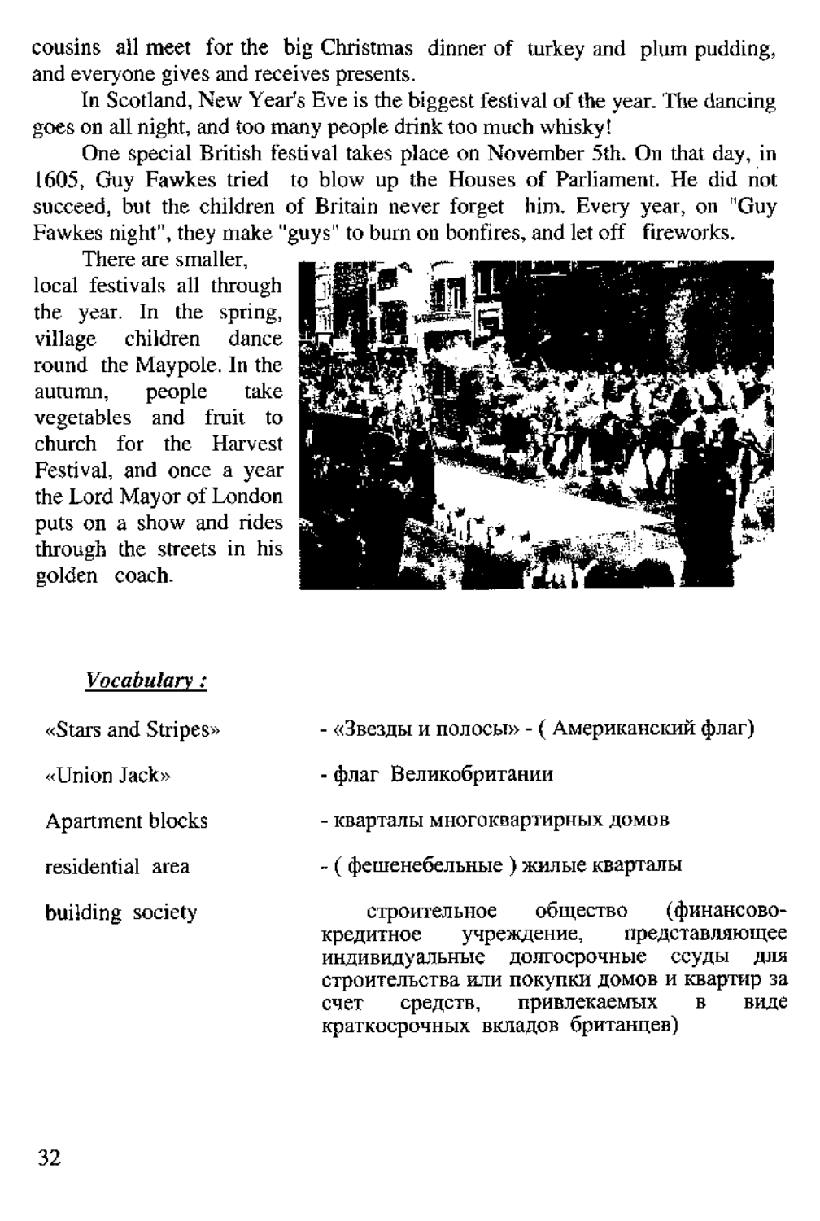cousins all meet for the big Christmas dinner of turkey and plum pudding, and everyone gives and receives presents.

In Scotland, New Year's Eve is the biggest festival of the year. The dancing goes on all night, and too many people drink too much whisky!

One special British festival takes place on November 5th. On that day, in 1605, Guy Fawkes tried to blow up the Houses of Parliament. He did not succeed, but the children of Britain never forget him. Every year, on "Guy Fawkes night", they make "guys" to burn on bonfires, and let off fireworks.

There are smaller, local festivals all through the year. In the spring, village children dance round the Maypole. In the autumn, people take vegetables and fruit to church for the Harvest Festival, and once a year the Lord Mayor of London puts on a show and rides through the streets in his golden coach.

***Vocabulary :***

| | |
|---|---|
| «Stars and Stripes» | - «Звезды и полосы» - ( Американский флаг) |
| «Union Jack» | - флаг Великобритании |
| Apartment blocks | - кварталы многоквартирных домов |
| residential area | - ( фешенебельные ) жилые кварталы |
| building society | строительное общество (финансово-кредитное учреждение, представляющее индивидуальные долгосрочные ссуды для строительства или покупки домов и квартир за счет средств, привлекаемых в виде краткосрочных вкладов британцев) |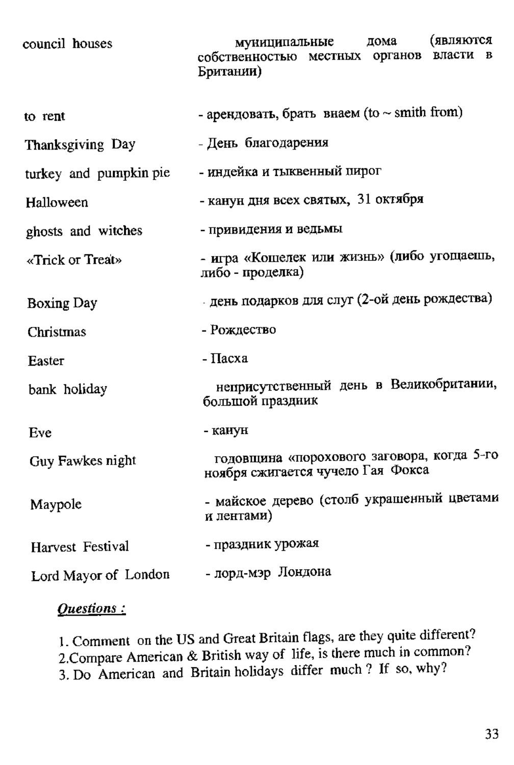| | |
|---|---|
| council houses | муниципальные дома (являются собственностью местных органов власти в Британии) |
| to rent | - арендовать, брать внаем (to ~ smth from) |
| Thanksgiving Day | - День благодарения |
| turkey and pumpkin pie | - индейка и тыквенный пирог |
| Halloween | - канун дня всех святых, 31 октября |
| ghosts and witches | - привидения и ведьмы |
| «Trick or Treat» | - игра «Кошелек или жизнь» (либо угощаешь, либо - проделка) |
| Boxing Day | - день подарков для слуг (2-ой день рождества) |
| Christmas | - Рождество |
| Easter | - Пасха |
| bank holiday | неприсутственный день в Великобритании, большой праздник |
| Eve | - канун |
| Guy Fawkes night | годовщина «порохового заговора, когда 5-го ноября сжигается чучело Гая Фокса |
| Maypole | - майское дерево (столб украшенный цветами и лентами) |
| Harvest Festival | - праздник урожая |
| Lord Mayor of London | - лорд-мэр Лондона |

***Questions :***

1. Comment on the US and Great Britain flags, are they quite different?
2. Compare American & British way of life, is there much in common?
3. Do American and Britain holidays differ much ? If so, why?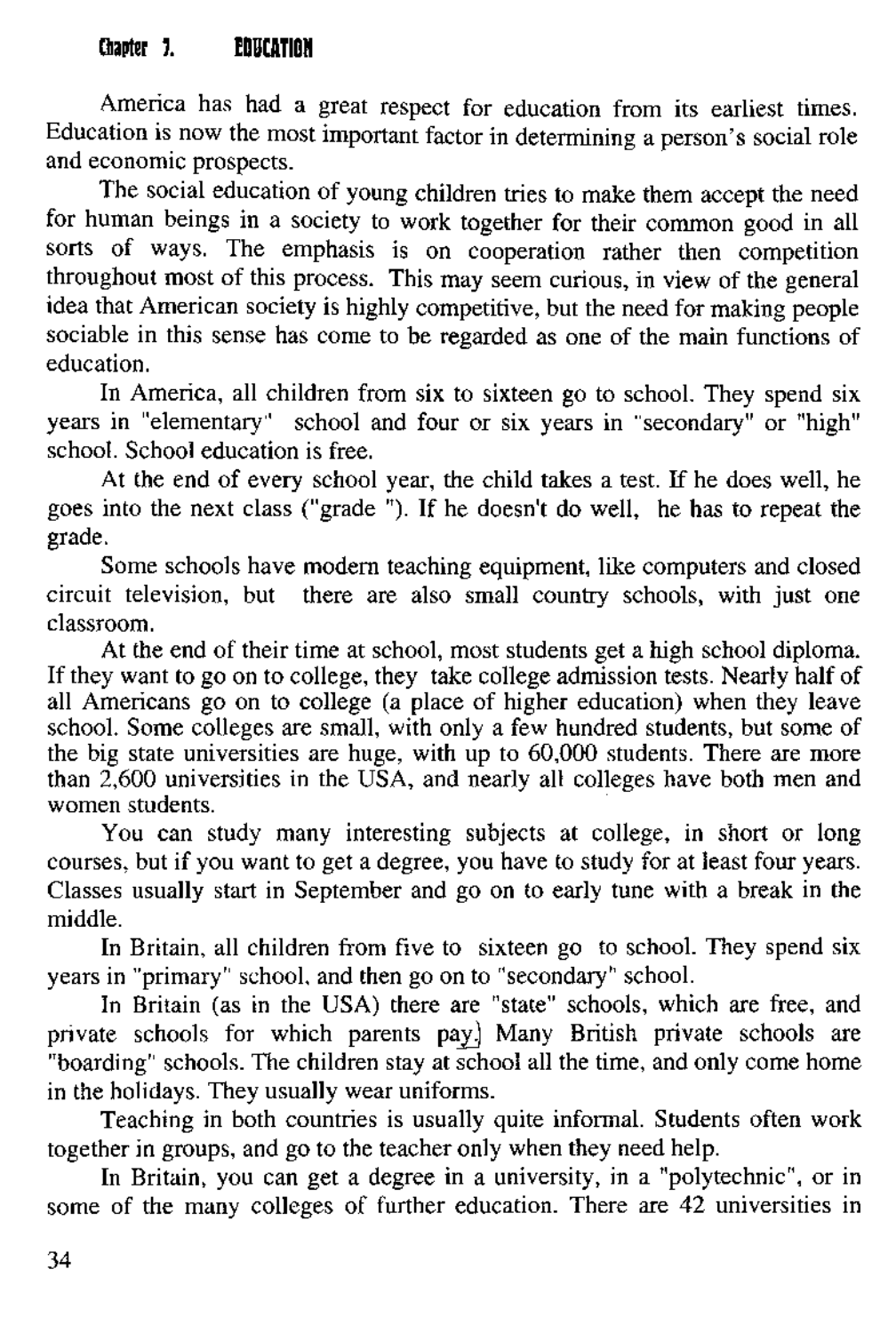# Chapter 7. EDUCATION

America has had a great respect for education from its earliest times. Education is now the most important factor in determining a person's social role and economic prospects.

The social education of young children tries to make them accept the need for human beings in a society to work together for their common good in all sorts of ways. The emphasis is on cooperation rather then competition throughout most of this process. This may seem curious, in view of the general idea that American society is highly competitive, but the need for making people sociable in this sense has come to be regarded as one of the main functions of education.

In America, all children from six to sixteen go to school. They spend six years in "elementary" school and four or six years in "secondary" or "high" school. School education is free.

At the end of every school year, the child takes a test. If he does well, he goes into the next class ("grade "). If he doesn't do well, he has to repeat the grade.

Some schools have modern teaching equipment, like computers and closed circuit television, but there are also small country schools, with just one classroom.

At the end of their time at school, most students get a high school diploma. If they want to go on to college, they take college admission tests. Nearly half of all Americans go on to college (a place of higher education) when they leave school. Some colleges are small, with only a few hundred students, but some of the big state universities are huge, with up to 60,000 students. There are more than 2,600 universities in the USA, and nearly all colleges have both men and women students.

You can study many interesting subjects at college, in short or long courses, but if you want to get a degree, you have to study for at least four years. Classes usually start in September and go on to early tune with a break in the middle.

In Britain, all children from five to sixteen go to school. They spend six years in "primary" school, and then go on to "secondary" school.

In Britain (as in the USA) there are "state" schools, which are free, and private schools for which parents pay. Many British private schools are "boarding" schools. The children stay at school all the time, and only come home in the holidays. They usually wear uniforms.

Teaching in both countries is usually quite informal. Students often work together in groups, and go to the teacher only when they need help.

In Britain, you can get a degree in a university, in a "polytechnic", or in some of the many colleges of further education. There are 42 universities in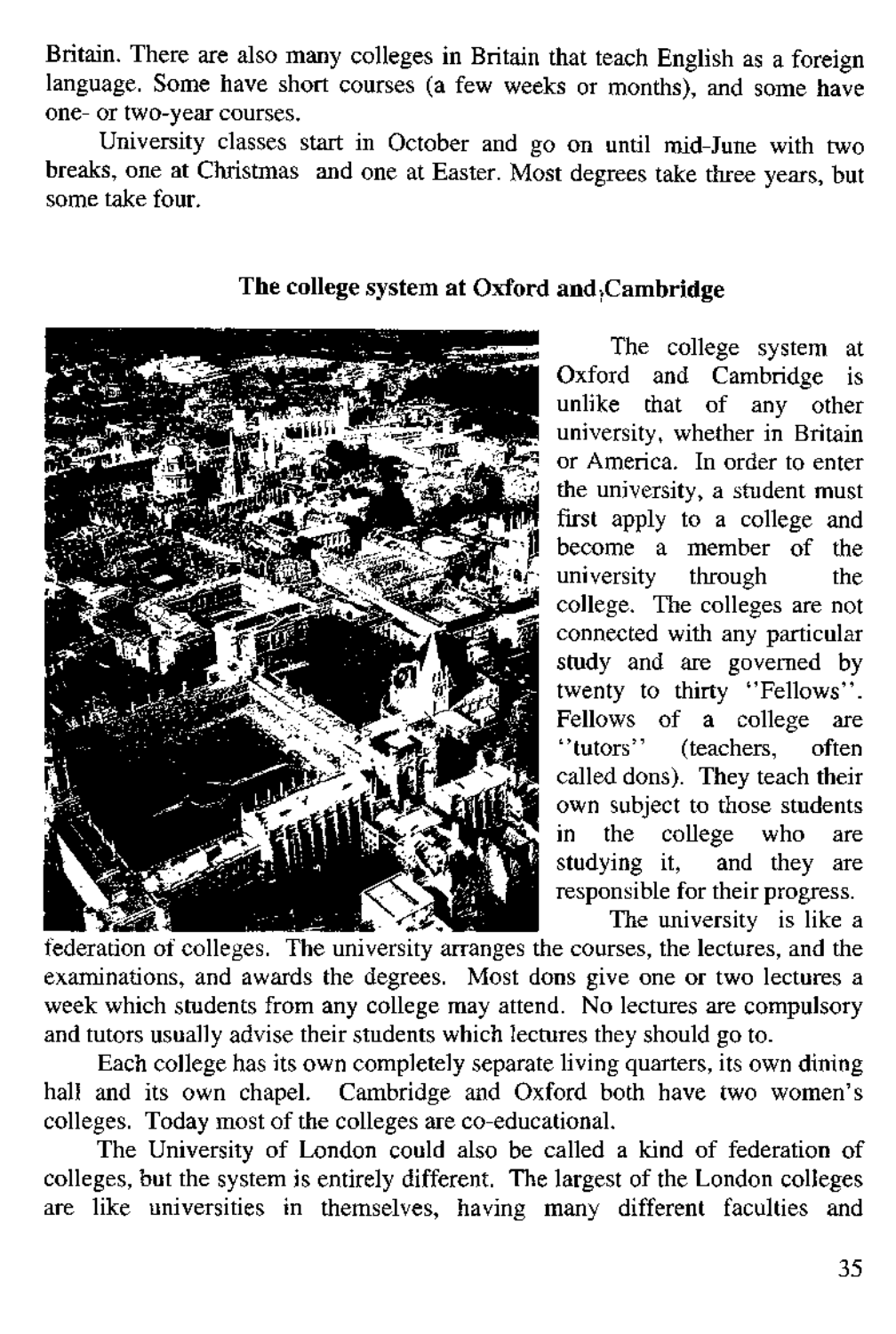Britain. There are also many colleges in Britain that teach English as a foreign language. Some have short courses (a few weeks or months), and some have one- or two-year courses.

University classes start in October and go on until mid-June with two breaks, one at Christmas and one at Easter. Most degrees take three years, but some take four.

### The college system at Oxford and Cambridge

The college system at Oxford and Cambridge is unlike that of any other university, whether in Britain or America. In order to enter the university, a student must first apply to a college and become a member of the university through the college. The colleges are not connected with any particular study and are governed by twenty to thirty "Fellows". Fellows of a college are "tutors" (teachers, often called dons). They teach their own subject to those students in the college who are studying it, and they are responsible for their progress.

The university is like a federation of colleges. The university arranges the courses, the lectures, and the examinations, and awards the degrees. Most dons give one or two lectures a week which students from any college may attend. No lectures are compulsory and tutors usually advise their students which lectures they should go to.

Each college has its own completely separate living quarters, its own dining hall and its own chapel. Cambridge and Oxford both have two women's colleges. Today most of the colleges are co-educational.

The University of London could also be called a kind of federation of colleges, but the system is entirely different. The largest of the London colleges are like universities in themselves, having many different faculties and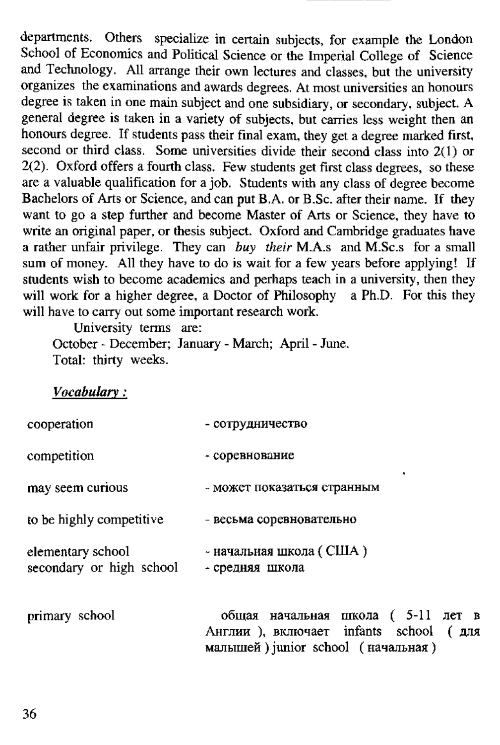departments. Others specialize in certain subjects, for example the London School of Economics and Political Science or the Imperial College of Science and Technology. All arrange their own lectures and classes, but the university organizes the examinations and awards degrees. At most universities an honours degree is taken in one main subject and one subsidiary, or secondary, subject. A general degree is taken in a variety of subjects, but carries less weight then an honours degree. If students pass their final exam, they get a degree marked first, second or third class. Some universities divide their second class into 2(1) or 2(2). Oxford offers a fourth class. Few students get first class degrees, so these are a valuable qualification for a job. Students with any class of degree become Bachelors of Arts or Science, and can put B.A. or B.Sc. after their name. If they want to go a step further and become Master of Arts or Science, they have to write an original paper, or thesis subject. Oxford and Cambridge graduates have a rather unfair privilege. They can *buy their* M.A.s and M.Sc.s for a small sum of money. All they have to do is wait for a few years before applying! If students wish to become academics and perhaps teach in a university, then they will work for a higher degree, a Doctor of Philosophy a Ph.D. For this they will have to carry out some important research work.

University terms are:
October - December; January - March; April - June.
Total: thirty weeks.

***Vocabulary :***

| | |
|---|---|
| cooperation | - сотрудничество |
| competition | - соревнование |
| may seem curious | - может показаться странным |
| to be highly competitive | - весьма соревновательно |
| elementary school | - начальная школа ( США ) |
| secondary or high school | - средняя школа |
| primary school | общая начальная школа ( 5-11 лет в Англии ), включает infants school ( для малышей ) junior school ( начальная ) |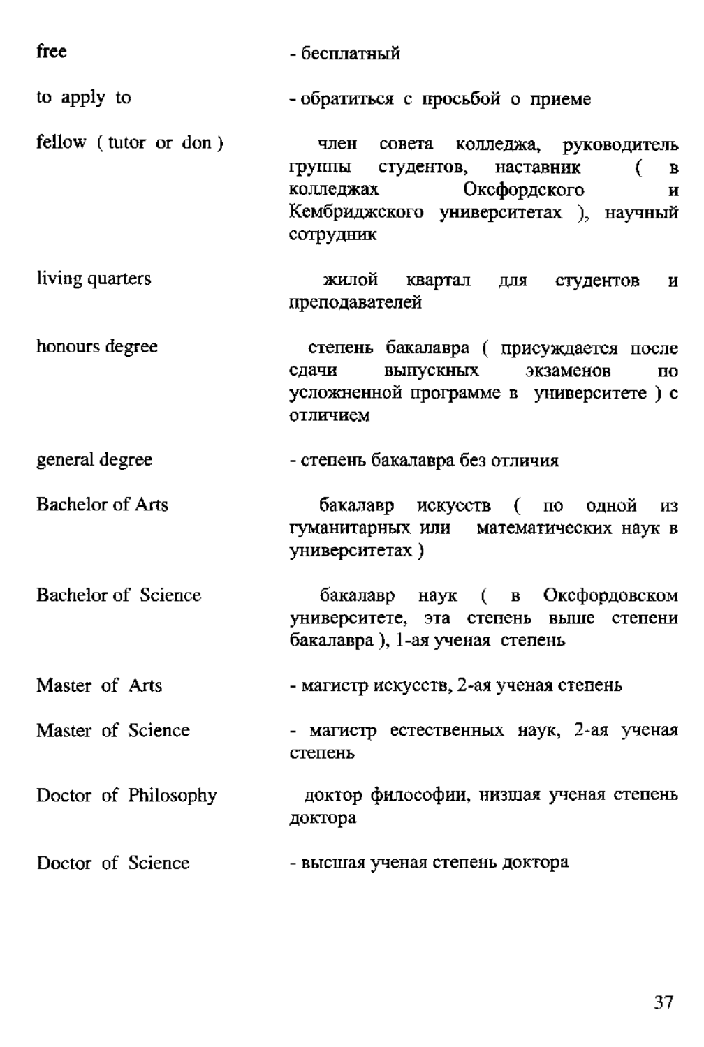| | |
|---|---|
| free | - бесплатный |
| to apply to | - обратиться с просьбой о приеме |
| fellow ( tutor or don ) | член совета колледжа, руководитель группы студентов, наставник ( в колледжах Оксфордского и Кембриджского университетах ), научный сотрудник |
| living quarters | жилой квартал для студентов и преподавателей |
| honours degree | степень бакалавра ( присуждается после сдачи выпускных экзаменов по усложненной программе в университете ) с отличием |
| general degree | - степень бакалавра без отличия |
| Bachelor of Arts | бакалавр искусств ( по одной из гуманитарных или математических наук в университетах ) |
| Bachelor of Science | бакалавр наук ( в Оксфордовском университете, эта степень выше степени бакалавра ), 1-ая ученая степень |
| Master of Arts | - магистр искусств, 2-ая ученая степень |
| Master of Science | - магистр естественных наук, 2-ая ученая степень |
| Doctor of Philosophy | доктор философии, низшая ученая степень доктора |
| Doctor of Science | - высшая ученая степень доктора |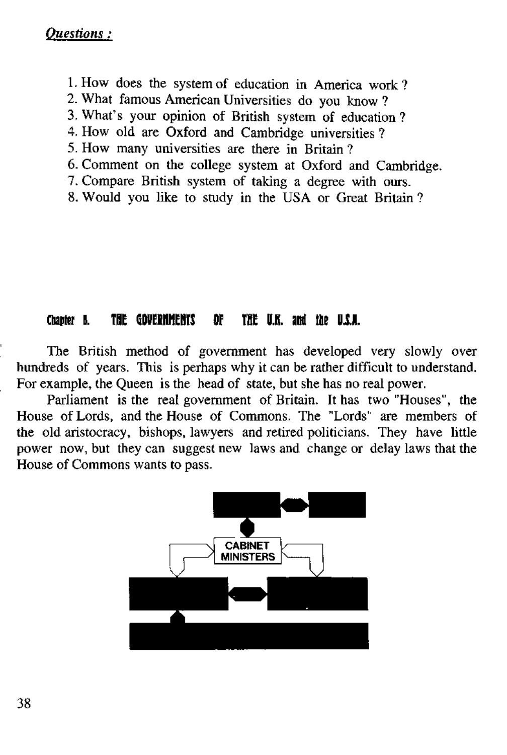*Questions :*

1. How does the system of education in America work ?
2. What famous American Universities do you know ?
3. What's your opinion of British system of education ?
4. How old are Oxford and Cambridge universities ?
5. How many universities are there in Britain ?
6. Comment on the college system at Oxford and Cambridge.
7. Compare British system of taking a degree with ours.
8. Would you like to study in the USA or Great Britain ?

## Chapter 8. THE GOVERNMENTS OF THE U.K. and the U.S.A.

The British method of government has developed very slowly over hundreds of years. This is perhaps why it can be rather difficult to understand. For example, the Queen is the head of state, but she has no real power.

Parliament is the real government of Britain. It has two "Houses", the House of Lords, and the House of Commons. The "Lords" are members of the old aristocracy, bishops, lawyers and retired politicians. They have little power now, but they can suggest new laws and change or delay laws that the House of Commons wants to pass.

CABINET MINISTERS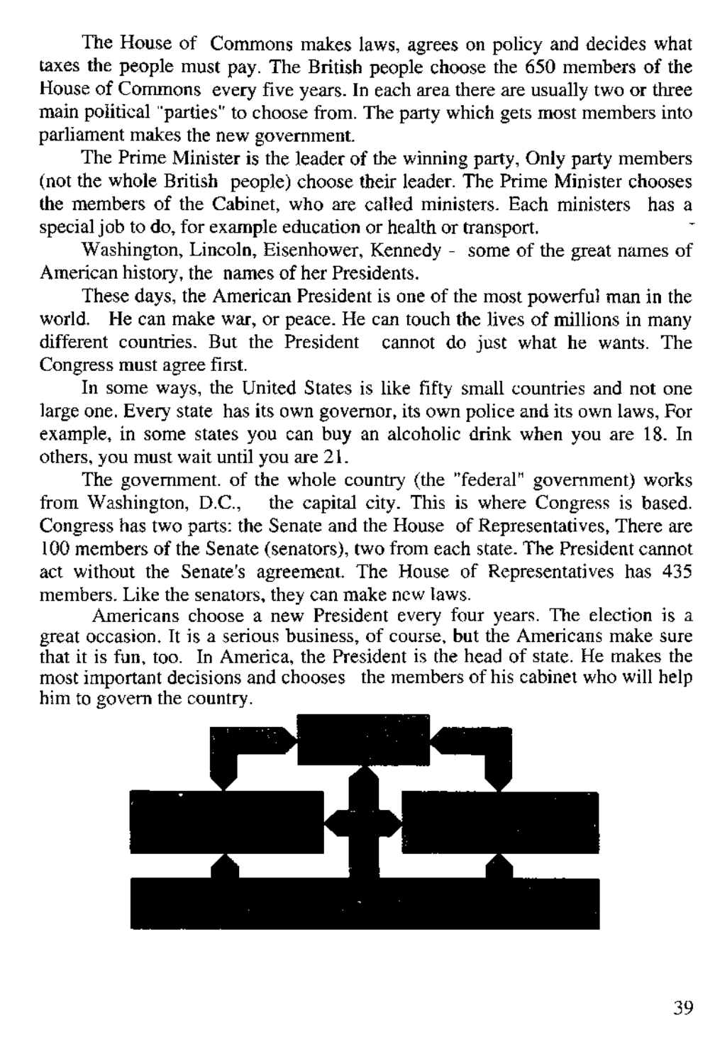The House of Commons makes laws, agrees on policy and decides what taxes the people must pay. The British people choose the 650 members of the House of Commons every five years. In each area there are usually two or three main political "parties" to choose from. The party which gets most members into parliament makes the new government.

The Prime Minister is the leader of the winning party, Only party members (not the whole British people) choose their leader. The Prime Minister chooses the members of the Cabinet, who are called ministers. Each ministers has a special job to do, for example education or health or transport.

Washington, Lincoln, Eisenhower, Kennedy - some of the great names of American history, the names of her Presidents.

These days, the American President is one of the most powerful man in the world. He can make war, or peace. He can touch the lives of millions in many different countries. But the President cannot do just what he wants. The Congress must agree first.

In some ways, the United States is like fifty small countries and not one large one. Every state has its own governor, its own police and its own laws, For example, in some states you can buy an alcoholic drink when you are 18. In others, you must wait until you are 21.

The government. of the whole country (the "federal" government) works from Washington, D.C., the capital city. This is where Congress is based. Congress has two parts: the Senate and the House of Representatives, There are 100 members of the Senate (senators), two from each state. The President cannot act without the Senate's agreement. The House of Representatives has 435 members. Like the senators, they can make new laws.

Americans choose a new President every four years. The election is a great occasion. It is a serious business, of course, but the Americans make sure that it is fun, too. In America, the President is the head of state. He makes the most important decisions and chooses the members of his cabinet who will help him to govern the country.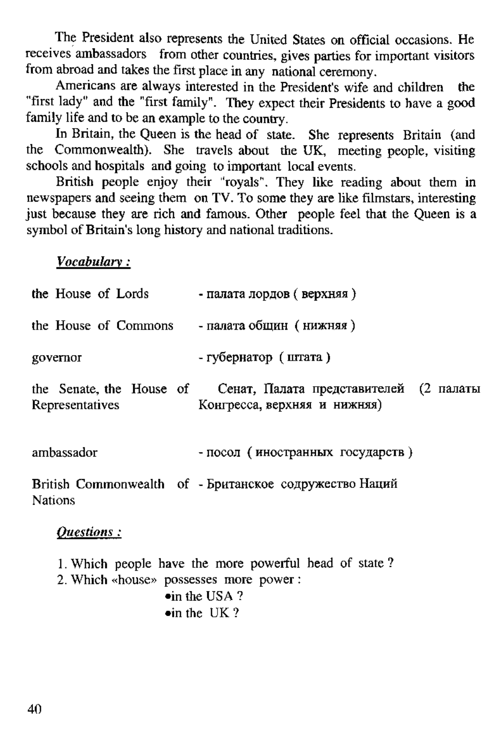The President also represents the United States on official occasions. He receives ambassadors from other countries, gives parties for important visitors from abroad and takes the first place in any national ceremony.

Americans are always interested in the President's wife and children the "first lady" and the "first family". They expect their Presidents to have a good family life and to be an example to the country.

In Britain, the Queen is the head of state. She represents Britain (and the Commonwealth). She travels about the UK, meeting people, visiting schools and hospitals and going to important local events.

British people enjoy their "royals". They like reading about them in newspapers and seeing them on TV. To some they are like filmstars, interesting just because they are rich and famous. Other people feel that the Queen is a symbol of Britain's long history and national traditions.

***Vocabulary :***

| | |
|---|---|
| the House of Lords | - палата лордов ( верхняя ) |
| the House of Commons | - палата общин ( нижняя ) |
| governor | - губернатор ( штата ) |
| the Senate, the House of Representatives | Сенат, Палата представителей (2 палаты Конгресса, верхняя и нижняя) |
| ambassador | - посол ( иностранных государств ) |
| British Commonwealth of Nations | - Британское содружество Наций |

***Questions :***

1. Which people have the more powerful head of state ?
2. Which «house» possesses more power :
   - in the USA ?
   - in the UK ?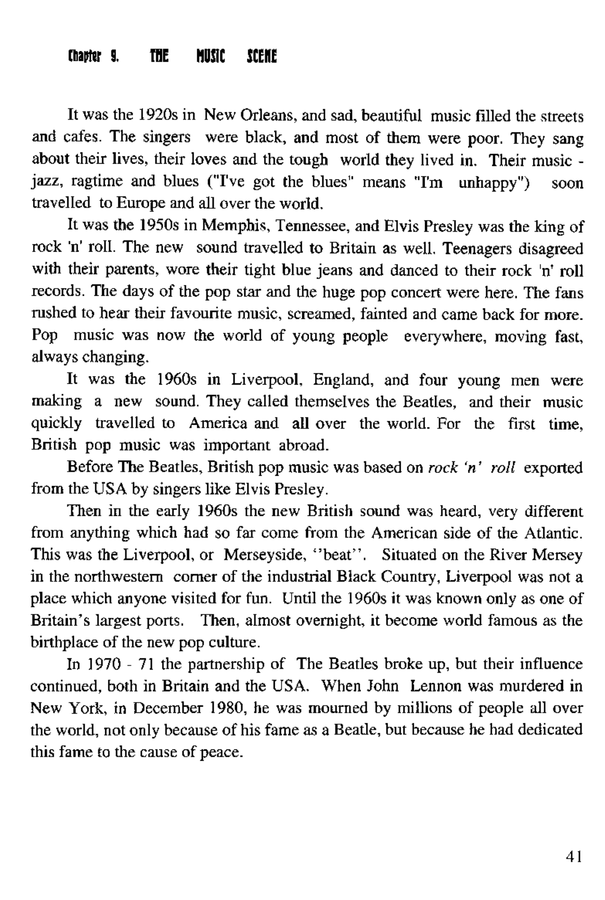## Chapter 9. THE MUSIC SCENE

It was the 1920s in New Orleans, and sad, beautiful music filled the streets and cafes. The singers were black, and most of them were poor. They sang about their lives, their loves and the tough world they lived in. Their music - jazz, ragtime and blues ("I've got the blues" means "I'm unhappy") soon travelled to Europe and all over the world.

It was the 1950s in Memphis, Tennessee, and Elvis Presley was the king of rock 'n' roll. The new sound travelled to Britain as well. Teenagers disagreed with their parents, wore their tight blue jeans and danced to their rock 'n' roll records. The days of the pop star and the huge pop concert were here. The fans rushed to hear their favourite music, screamed, fainted and came back for more. Pop music was now the world of young people everywhere, moving fast, always changing.

It was the 1960s in Liverpool, England, and four young men were making a new sound. They called themselves the Beatles, and their music quickly travelled to America and all over the world. For the first time, British pop music was important abroad.

Before The Beatles, British pop music was based on *rock 'n' roll* exported from the USA by singers like Elvis Presley.

Then in the early 1960s the new British sound was heard, very different from anything which had so far come from the American side of the Atlantic. This was the Liverpool, or Merseyside, "beat". Situated on the River Mersey in the northwestern corner of the industrial Black Country, Liverpool was not a place which anyone visited for fun. Until the 1960s it was known only as one of Britain's largest ports. Then, almost overnight, it become world famous as the birthplace of the new pop culture.

In 1970 - 71 the partnership of The Beatles broke up, but their influence continued, both in Britain and the USA. When John Lennon was murdered in New York, in December 1980, he was mourned by millions of people all over the world, not only because of his fame as a Beatle, but because he had dedicated this fame to the cause of peace.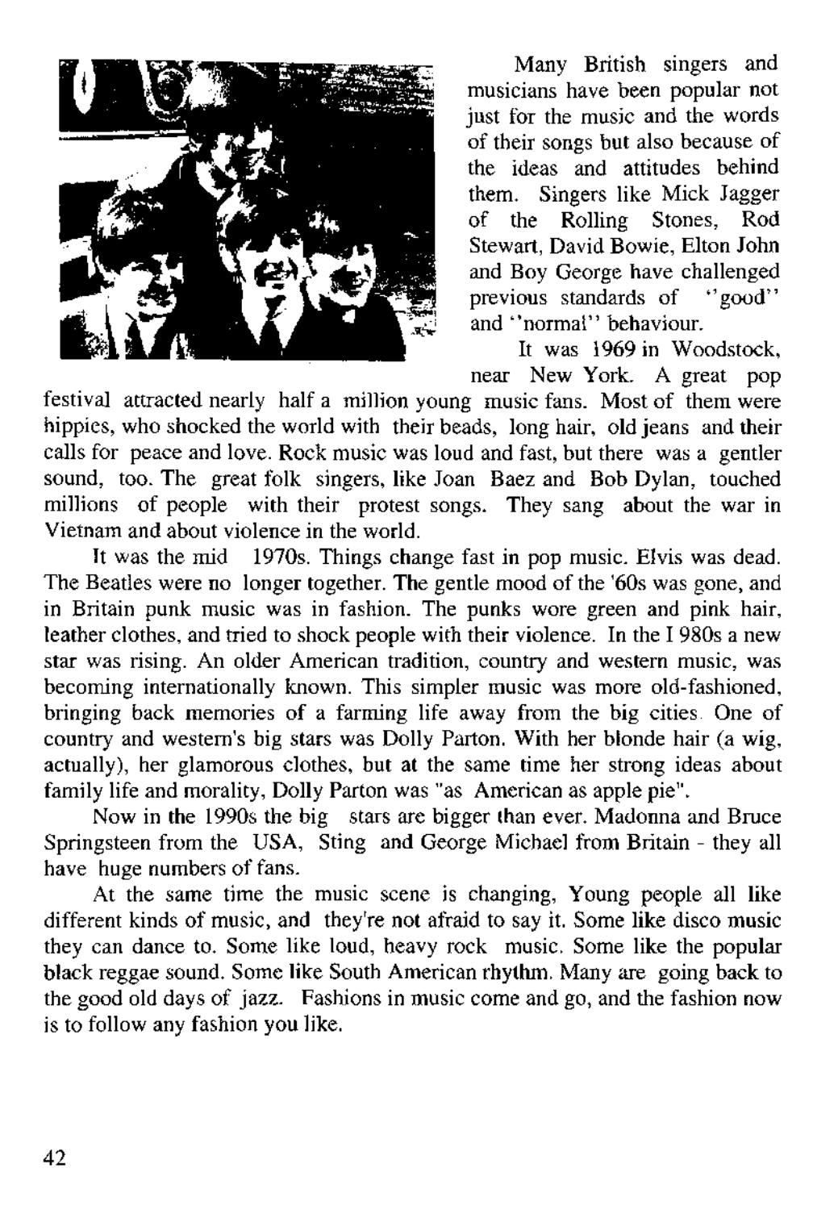Many British singers and musicians have been popular not just for the music and the words of their songs but also because of the ideas and attitudes behind them. Singers like Mick Jagger of the Rolling Stones, Rod Stewart, David Bowie, Elton John and Boy George have challenged previous standards of "good" and "normal" behaviour.

It was 1969 in Woodstock, near New York. A great pop festival attracted nearly half a million young music fans. Most of them were hippies, who shocked the world with their beads, long hair, old jeans and their calls for peace and love. Rock music was loud and fast, but there was a gentler sound, too. The great folk singers, like Joan Baez and Bob Dylan, touched millions of people with their protest songs. They sang about the war in Vietnam and about violence in the world.

It was the mid 1970s. Things change fast in pop music. Elvis was dead. The Beatles were no longer together. The gentle mood of the '60s was gone, and in Britain punk music was in fashion. The punks wore green and pink hair, leather clothes, and tried to shock people with their violence. In the I 980s a new star was rising. An older American tradition, country and western music, was becoming internationally known. This simpler music was more old-fashioned, bringing back memories of a farming life away from the big cities. One of country and western's big stars was Dolly Parton. With her blonde hair (a wig, actually), her glamorous clothes, but at the same time her strong ideas about family life and morality, Dolly Parton was "as American as apple pie".

Now in the 1990s the big stars are bigger than ever. Madonna and Bruce Springsteen from the USA, Sting and George Michael from Britain - they all have huge numbers of fans.

At the same time the music scene is changing, Young people all like different kinds of music, and they're not afraid to say it. Some like disco music they can dance to. Some like loud, heavy rock music. Some like the popular black reggae sound. Some like South American rhythm. Many are going back to the good old days of jazz. Fashions in music come and go, and the fashion now is to follow any fashion you like.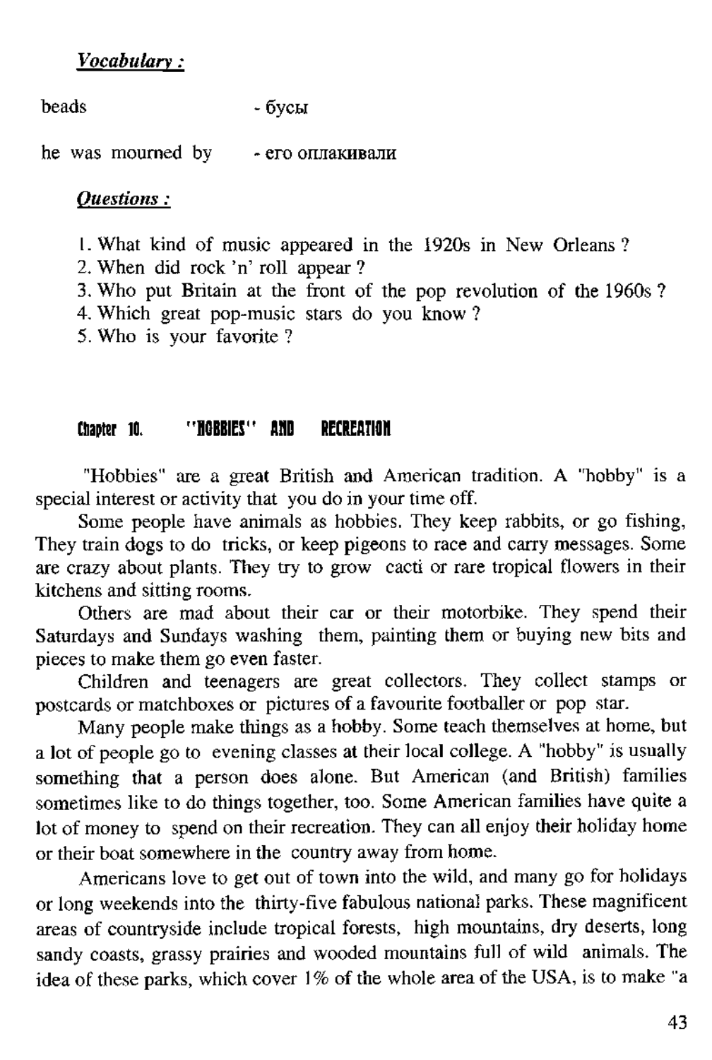***Vocabulary :***

beads - бусы

he was mourned by - его оплакивали

***Questions :***

1. What kind of music appeared in the 1920s in New Orleans ?
2. When did rock 'n' roll appear ?
3. Who put Britain at the front of the pop revolution of the 1960s ?
4. Which great pop-music stars do you know ?
5. Who is your favorite ?

## Chapter 10. "HOBBIES" AND RECREATION

"Hobbies" are a great British and American tradition. A "hobby" is a special interest or activity that you do in your time off.

Some people have animals as hobbies. They keep rabbits, or go fishing, They train dogs to do tricks, or keep pigeons to race and carry messages. Some are crazy about plants. They try to grow cacti or rare tropical flowers in their kitchens and sitting rooms.

Others are mad about their car or their motorbike. They spend their Saturdays and Sundays washing them, painting them or buying new bits and pieces to make them go even faster.

Children and teenagers are great collectors. They collect stamps or postcards or matchboxes or pictures of a favourite footballer or pop star.

Many people make things as a hobby. Some teach themselves at home, but a lot of people go to evening classes at their local college. A "hobby" is usually something that a person does alone. But American (and British) families sometimes like to do things together, too. Some American families have quite a lot of money to spend on their recreation. They can all enjoy their holiday home or their boat somewhere in the country away from home.

Americans love to get out of town into the wild, and many go for holidays or long weekends into the thirty-five fabulous national parks. These magnificent areas of countryside include tropical forests, high mountains, dry deserts, long sandy coasts, grassy prairies and wooded mountains full of wild animals. The idea of these parks, which cover 1% of the whole area of the USA, is to make "a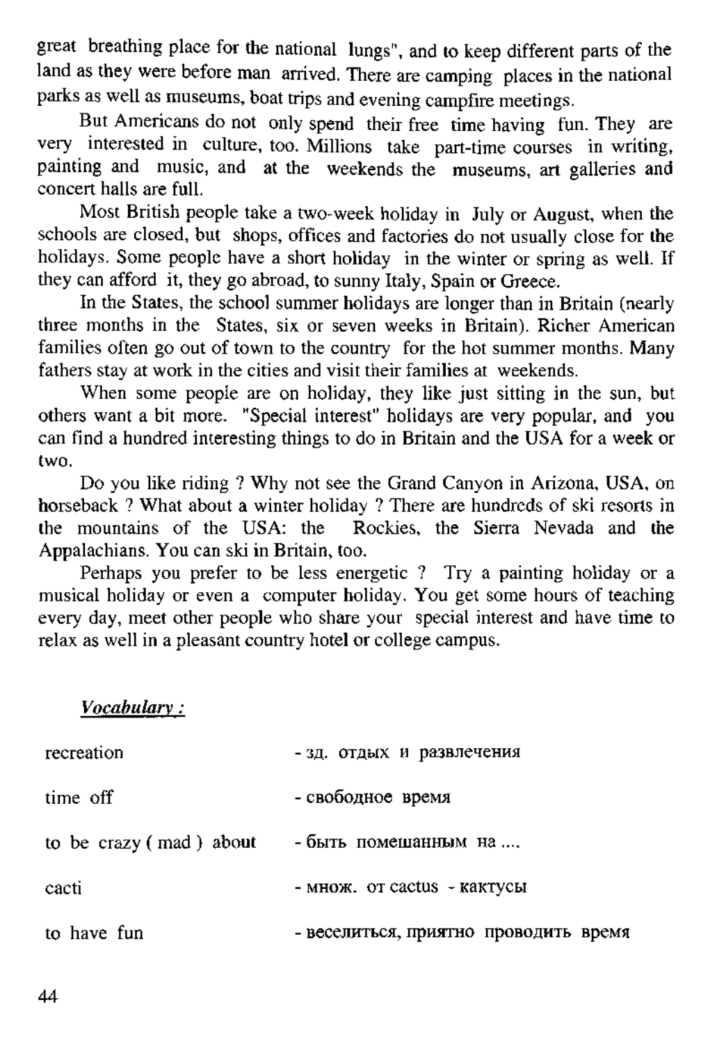great breathing place for the national lungs", and to keep different parts of the land as they were before man arrived. There are camping places in the national parks as well as museums, boat trips and evening campfire meetings.

But Americans do not only spend their free time having fun. They are very interested in culture, too. Millions take part-time courses in writing, painting and music, and at the weekends the museums, art galleries and concert halls are full.

Most British people take a two-week holiday in July or August, when the schools are closed, but shops, offices and factories do not usually close for the holidays. Some people have a short holiday in the winter or spring as well. If they can afford it, they go abroad, to sunny Italy, Spain or Greece.

In the States, the school summer holidays are longer than in Britain (nearly three months in the States, six or seven weeks in Britain). Richer American families often go out of town to the country for the hot summer months. Many fathers stay at work in the cities and visit their families at weekends.

When some people are on holiday, they like just sitting in the sun, but others want a bit more. "Special interest" holidays are very popular, and you can find a hundred interesting things to do in Britain and the USA for a week or two.

Do you like riding ? Why not see the Grand Canyon in Arizona, USA, on horseback ? What about a winter holiday ? There are hundreds of ski resorts in the mountains of the USA: the Rockies, the Sierra Nevada and the Appalachians. You can ski in Britain, too.

Perhaps you prefer to be less energetic ? Try a painting holiday or a musical holiday or even a computer holiday. You get some hours of teaching every day, meet other people who share your special interest and have time to relax as well in a pleasant country hotel or college campus.

***Vocabulary :***

| | |
|---|---|
| recreation | - зд. отдых и развлечения |
| time off | - свободное время |
| to be crazy ( mad ) about | - быть помешанным на .... |
| cacti | - множ. от cactus - кактусы |
| to have fun | - веселиться, приятно проводить время |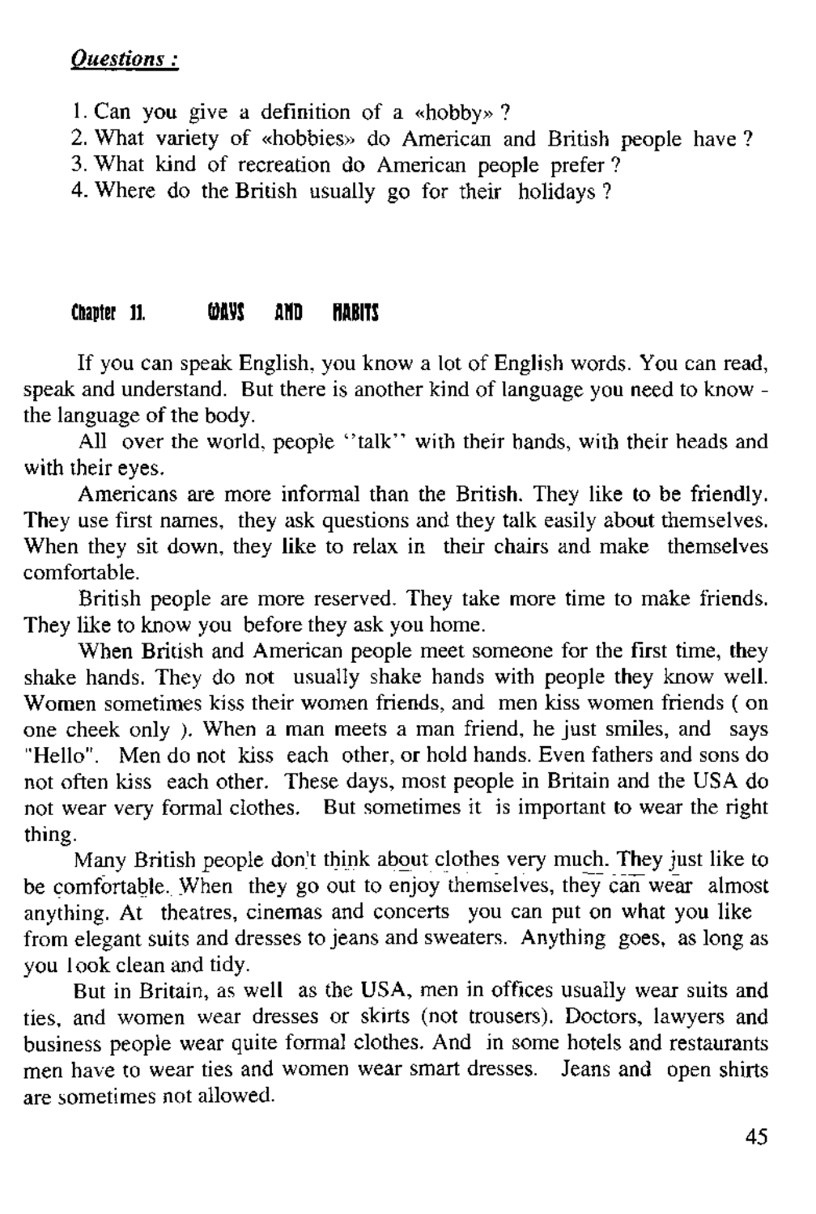***Questions :***

1. Can you give a definition of a «hobby» ?
2. What variety of «hobbies» do American and British people have ?
3. What kind of recreation do American people prefer ?
4. Where do the British usually go for their holidays ?

## Chapter 11. WAYS AND HABITS

If you can speak English, you know a lot of English words. You can read, speak and understand. But there is another kind of language you need to know - the language of the body.

All over the world, people "talk" with their hands, with their heads and with their eyes.

Americans are more informal than the British. They like to be friendly. They use first names, they ask questions and they talk easily about themselves. When they sit down, they like to relax in their chairs and make themselves comfortable.

British people are more reserved. They take more time to make friends. They like to know you before they ask you home.

When British and American people meet someone for the first time, they shake hands. They do not usually shake hands with people they know well. Women sometimes kiss their women friends, and men kiss women friends ( on one cheek only ). When a man meets a man friend, he just smiles, and says "Hello". Men do not kiss each other, or hold hands. Even fathers and sons do not often kiss each other. These days, most people in Britain and the USA do not wear very formal clothes. But sometimes it is important to wear the right thing.

Many British people don't think about clothes very much. They just like to be comfortable. When they go out to enjoy themselves, they can wear almost anything. At theatres, cinemas and concerts you can put on what you like from elegant suits and dresses to jeans and sweaters. Anything goes, as long as you look clean and tidy.

But in Britain, as well as the USA, men in offices usually wear suits and ties, and women wear dresses or skirts (not trousers). Doctors, lawyers and business people wear quite formal clothes. And in some hotels and restaurants men have to wear ties and women wear smart dresses. Jeans and open shirts are sometimes not allowed.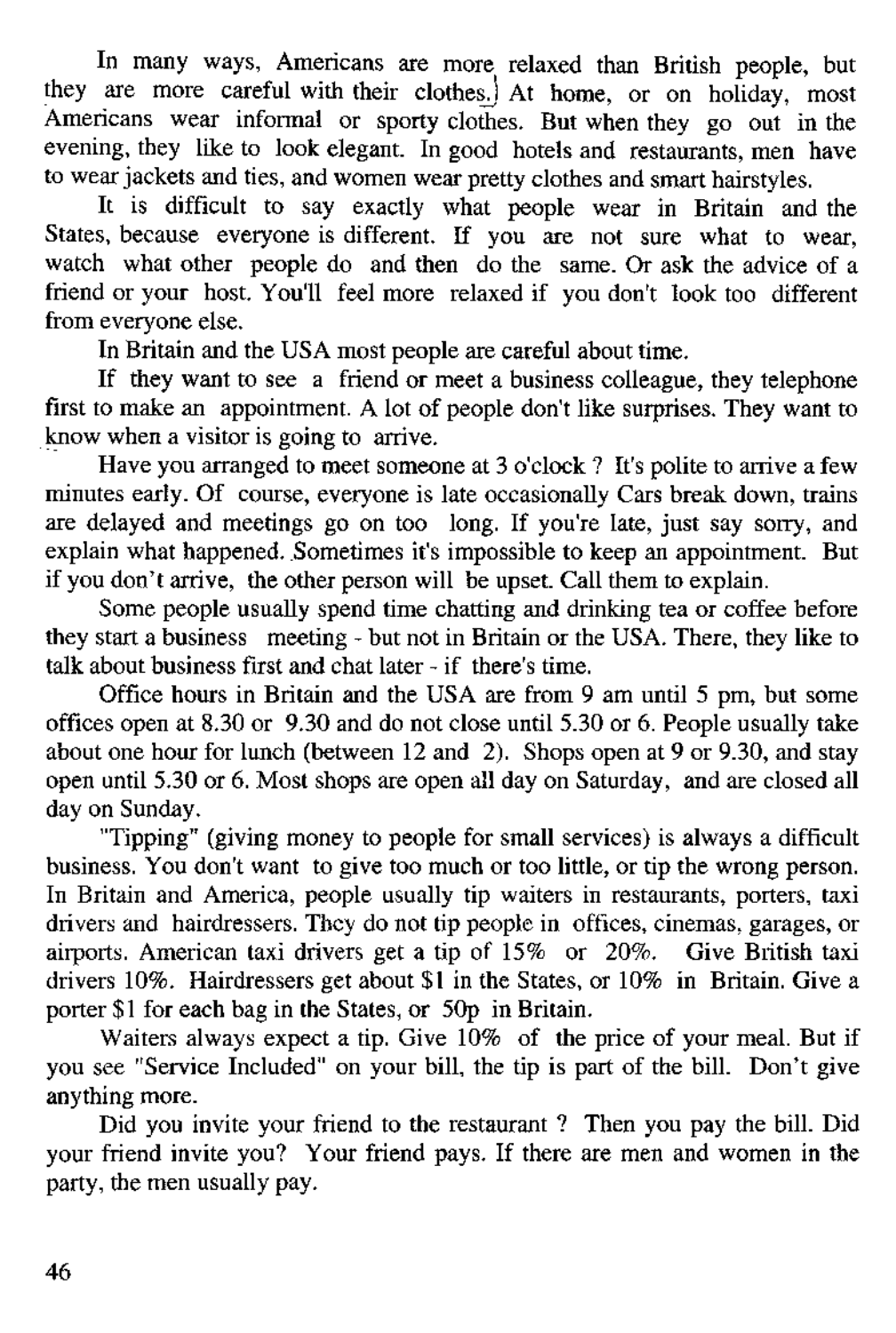In many ways, Americans are more relaxed than British people, but they are more careful with their clothes. At home, or on holiday, most Americans wear informal or sporty clothes. But when they go out in the evening, they like to look elegant. In good hotels and restaurants, men have to wear jackets and ties, and women wear pretty clothes and smart hairstyles.

It is difficult to say exactly what people wear in Britain and the States, because everyone is different. If you are not sure what to wear, watch what other people do and then do the same. Or ask the advice of a friend or your host. You'll feel more relaxed if you don't look too different from everyone else.

In Britain and the USA most people are careful about time.

If they want to see a friend or meet a business colleague, they telephone first to make an appointment. A lot of people don't like surprises. They want to know when a visitor is going to arrive.

Have you arranged to meet someone at 3 o'clock ? It's polite to arrive a few minutes early. Of course, everyone is late occasionally Cars break down, trains are delayed and meetings go on too long. If you're late, just say sorry, and explain what happened. Sometimes it's impossible to keep an appointment. But if you don't arrive, the other person will be upset. Call them to explain.

Some people usually spend time chatting and drinking tea or coffee before they start a business meeting - but not in Britain or the USA. There, they like to talk about business first and chat later - if there's time.

Office hours in Britain and the USA are from 9 am until 5 pm, but some offices open at 8.30 or 9.30 and do not close until 5.30 or 6. People usually take about one hour for lunch (between 12 and 2). Shops open at 9 or 9.30, and stay open until 5.30 or 6. Most shops are open all day on Saturday, and are closed all day on Sunday.

"Tipping" (giving money to people for small services) is always a difficult business. You don't want to give too much or too little, or tip the wrong person. In Britain and America, people usually tip waiters in restaurants, porters, taxi drivers and hairdressers. They do not tip people in offices, cinemas, garages, or airports. American taxi drivers get a tip of 15% or 20%. Give British taxi drivers 10%. Hairdressers get about $1 in the States, or 10% in Britain. Give a porter $1 for each bag in the States, or 50p in Britain.

Waiters always expect a tip. Give 10% of the price of your meal. But if you see "Service Included" on your bill, the tip is part of the bill. Don't give anything more.

Did you invite your friend to the restaurant ? Then you pay the bill. Did your friend invite you? Your friend pays. If there are men and women in the party, the men usually pay.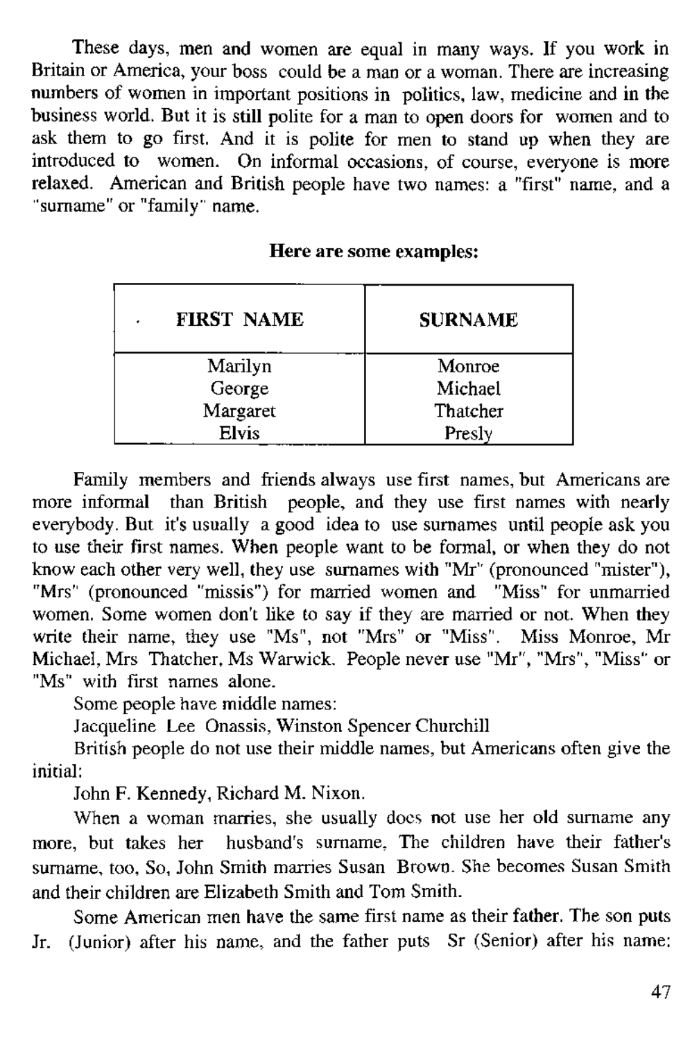These days, men and women are equal in many ways. If you work in Britain or America, your boss could be a man or a woman. There are increasing numbers of women in important positions in politics, law, medicine and in the business world. But it is still polite for a man to open doors for women and to ask them to go first. And it is polite for men to stand up when they are introduced to women. On informal occasions, of course, everyone is more relaxed. American and British people have two names: a "first" name, and a "surname" or "family" name.

**Here are some examples:**

| FIRST NAME | SURNAME |
|---|---|
| Marilyn | Monroe |
| George | Michael |
| Margaret | Thatcher |
| Elvis | Presly |

Family members and friends always use first names, but Americans are more informal than British people, and they use first names with nearly everybody. But it's usually a good idea to use surnames until people ask you to use their first names. When people want to be formal, or when they do not know each other very well, they use surnames with "Mr" (pronounced "mister"), "Mrs" (pronounced "missis") for married women and "Miss" for unmarried women. Some women don't like to say if they are married or not. When they write their name, they use "Ms", not "Mrs" or "Miss". Miss Monroe, Mr Michael, Mrs Thatcher, Ms Warwick. People never use "Mr", "Mrs", "Miss" or "Ms" with first names alone.

Some people have middle names:

Jacqueline Lee Onassis, Winston Spencer Churchill

British people do not use their middle names, but Americans often give the initial:

John F. Kennedy, Richard M. Nixon.

When a woman marries, she usually does not use her old surname any more, but takes her husband's surname, The children have their father's surname, too, So, John Smith marries Susan Brown. She becomes Susan Smith and their children are Elizabeth Smith and Tom Smith.

Some American men have the same first name as their father. The son puts Jr. (Junior) after his name, and the father puts Sr (Senior) after his name: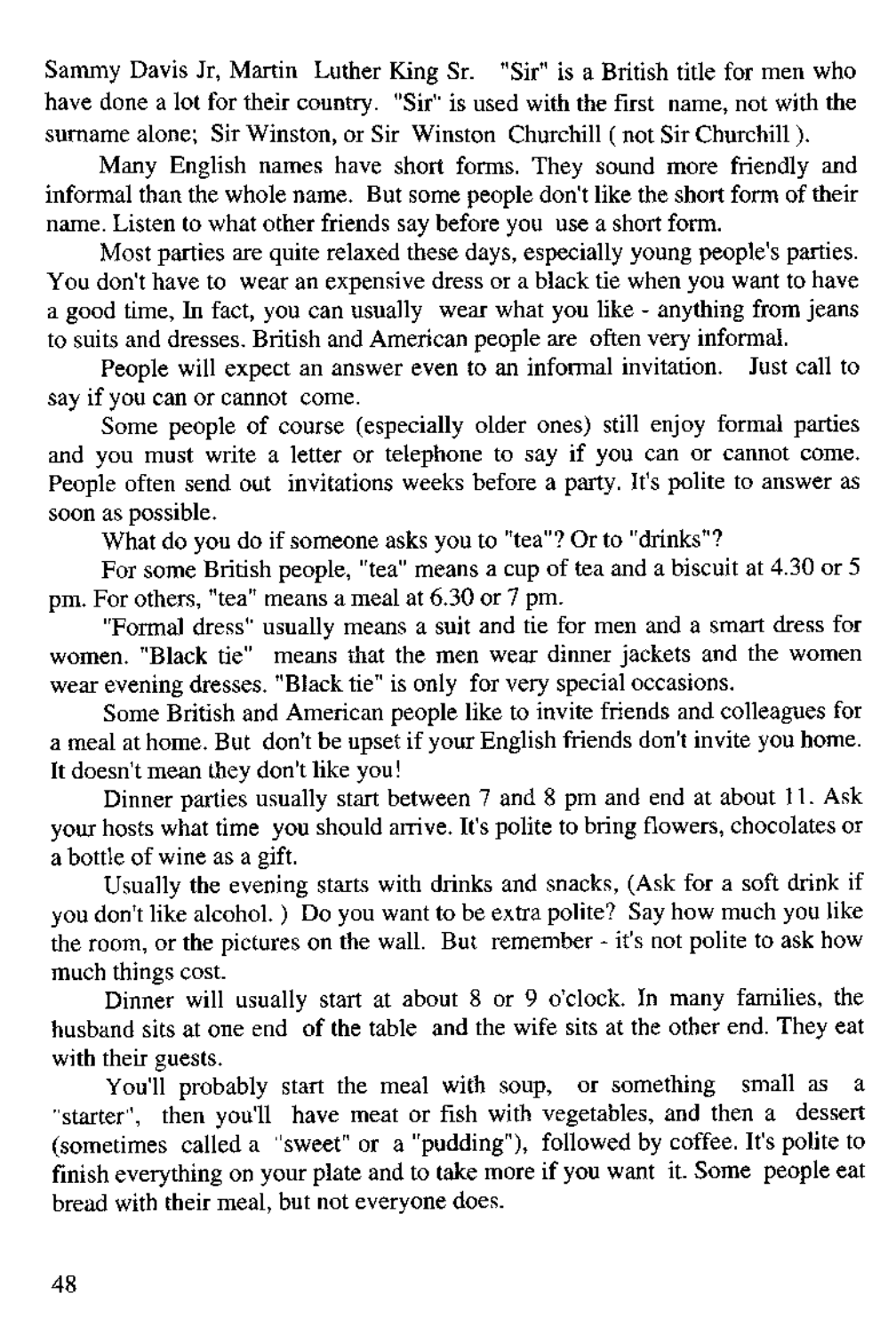Sammy Davis Jr, Martin Luther King Sr. "Sir" is a British title for men who have done a lot for their country. "Sir" is used with the first name, not with the surname alone; Sir Winston, or Sir Winston Churchill ( not Sir Churchill ).

Many English names have short forms. They sound more friendly and informal than the whole name. But some people don't like the short form of their name. Listen to what other friends say before you use a short form.

Most parties are quite relaxed these days, especially young people's parties. You don't have to wear an expensive dress or a black tie when you want to have a good time, In fact, you can usually wear what you like - anything from jeans to suits and dresses. British and American people are often very informal.

People will expect an answer even to an informal invitation. Just call to say if you can or cannot come.

Some people of course (especially older ones) still enjoy formal parties and you must write a letter or telephone to say if you can or cannot come. People often send out invitations weeks before a party. It's polite to answer as soon as possible.

What do you do if someone asks you to "tea"? Or to "drinks"?

For some British people, "tea" means a cup of tea and a biscuit at 4.30 or 5 pm. For others, "tea" means a meal at 6.30 or 7 pm.

"Formal dress" usually means a suit and tie for men and a smart dress for women. "Black tie" means that the men wear dinner jackets and the women wear evening dresses. "Black tie" is only for very special occasions.

Some British and American people like to invite friends and colleagues for a meal at home. But don't be upset if your English friends don't invite you home. It doesn't mean they don't like you!

Dinner parties usually start between 7 and 8 pm and end at about 11. Ask your hosts what time you should arrive. It's polite to bring flowers, chocolates or a bottle of wine as a gift.

Usually the evening starts with drinks and snacks, (Ask for a soft drink if you don't like alcohol. ) Do you want to be extra polite? Say how much you like the room, or the pictures on the wall. But remember - it's not polite to ask how much things cost.

Dinner will usually start at about 8 or 9 o'clock. In many families, the husband sits at one end of the table and the wife sits at the other end. They eat with their guests.

You'll probably start the meal with soup, or something small as a "starter", then you'll have meat or fish with vegetables, and then a dessert (sometimes called a "sweet" or a "pudding"), followed by coffee. It's polite to finish everything on your plate and to take more if you want it. Some people eat bread with their meal, but not everyone does.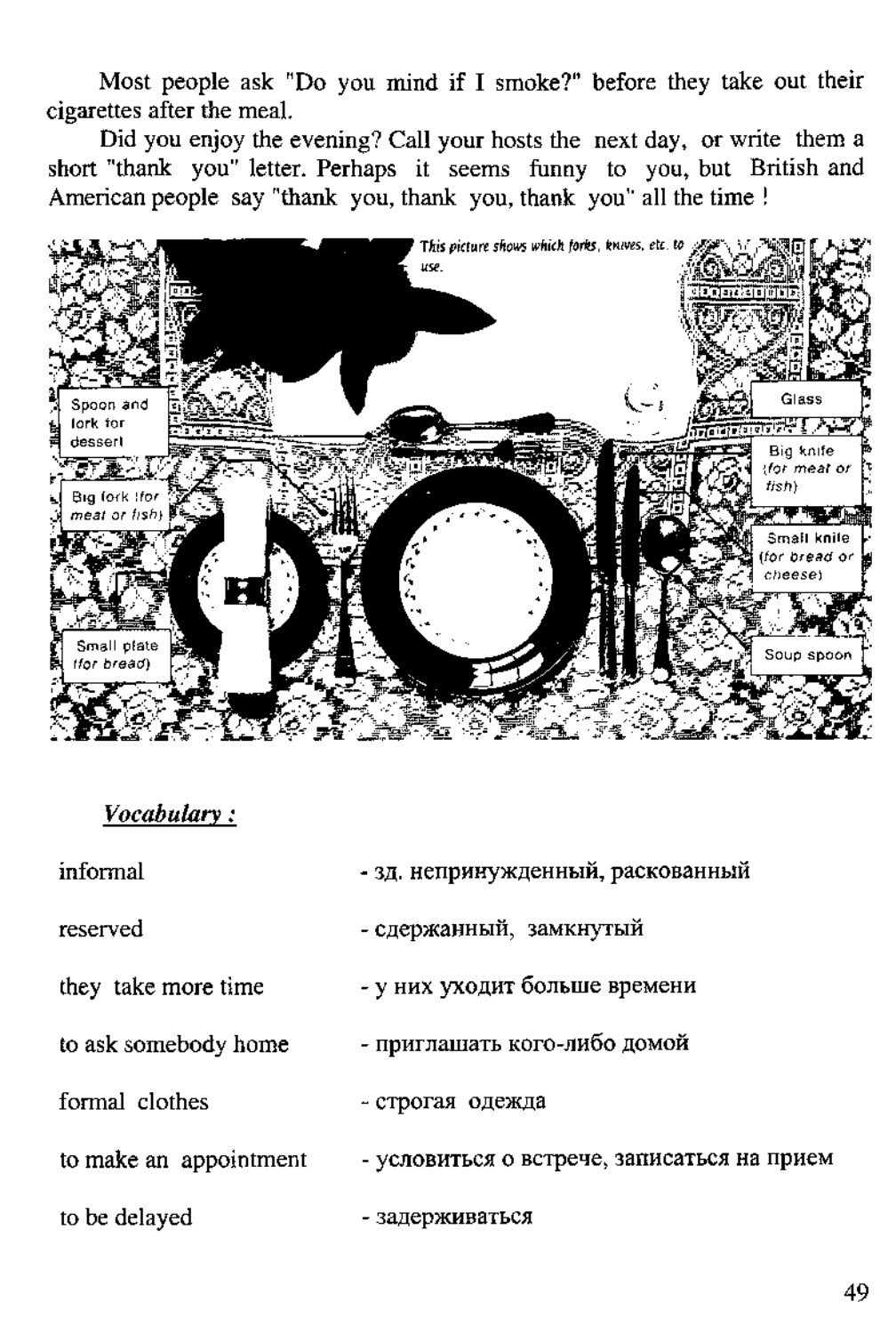Most people ask "Do you mind if I smoke?" before they take out their cigarettes after the meal.

Did you enjoy the evening? Call your hosts the next day, or write them a short "thank you" letter. Perhaps it seems funny to you, but British and American people say "thank you, thank you, thank you" all the time !

This picture shows which forks, knives, etc. to use.

Spoon and fork for dessert

Big fork (for meat or fish)

Small plate (for bread)

Glass

Big knife (for meat or fish)

Small knife (for bread or cheese)

Soup spoon

***Vocabulary :***

| | |
|---|---|
| informal | - зд. непринужденный, раскованный |
| reserved | - сдержанный, замкнутый |
| they take more time | - у них уходит больше времени |
| to ask somebody home | - приглашать кого-либо домой |
| formal clothes | - строгая одежда |
| to make an appointment | - условиться о встрече, записаться на прием |
| to be delayed | - задерживаться |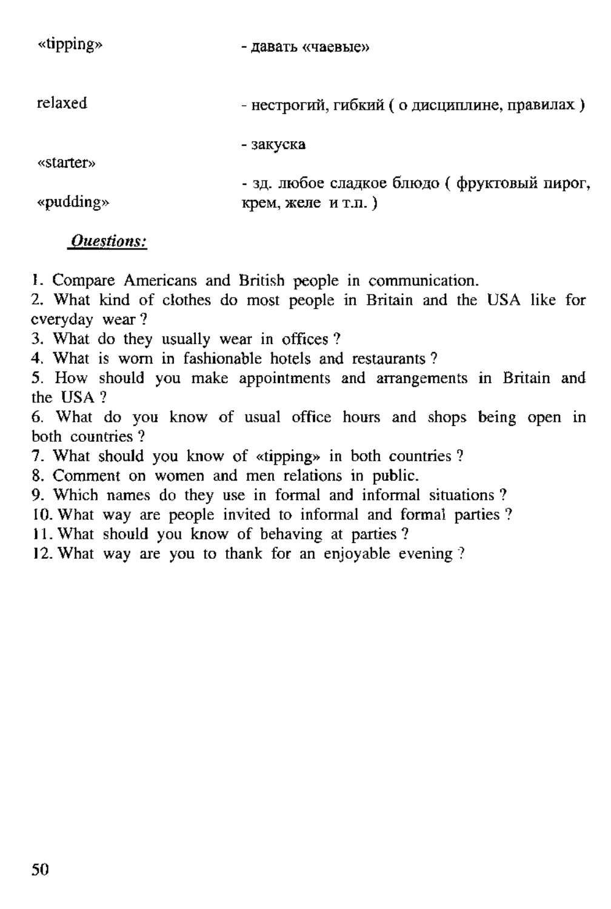| | |
|---|---|
| «tipping» | - давать «чаевые» |
| relaxed | - нестрогий, гибкий ( о дисциплине, правилах ) |
| «starter» | - закуска |
| «pudding» | - зд. любое сладкое блюдо ( фруктовый пирог, крем, желе и т.п. ) |

***Questions:***

1. Compare Americans and British people in communication.
2. What kind of clothes do most people in Britain and the USA like for everyday wear ?
3. What do they usually wear in offices ?
4. What is worn in fashionable hotels and restaurants ?
5. How should you make appointments and arrangements in Britain and the USA ?
6. What do you know of usual office hours and shops being open in both countries ?
7. What should you know of «tipping» in both countries ?
8. Comment on women and men relations in public.
9. Which names do they use in formal and informal situations ?
10. What way are people invited to informal and formal parties ?
11. What should you know of behaving at parties ?
12. What way are you to thank for an enjoyable evening ?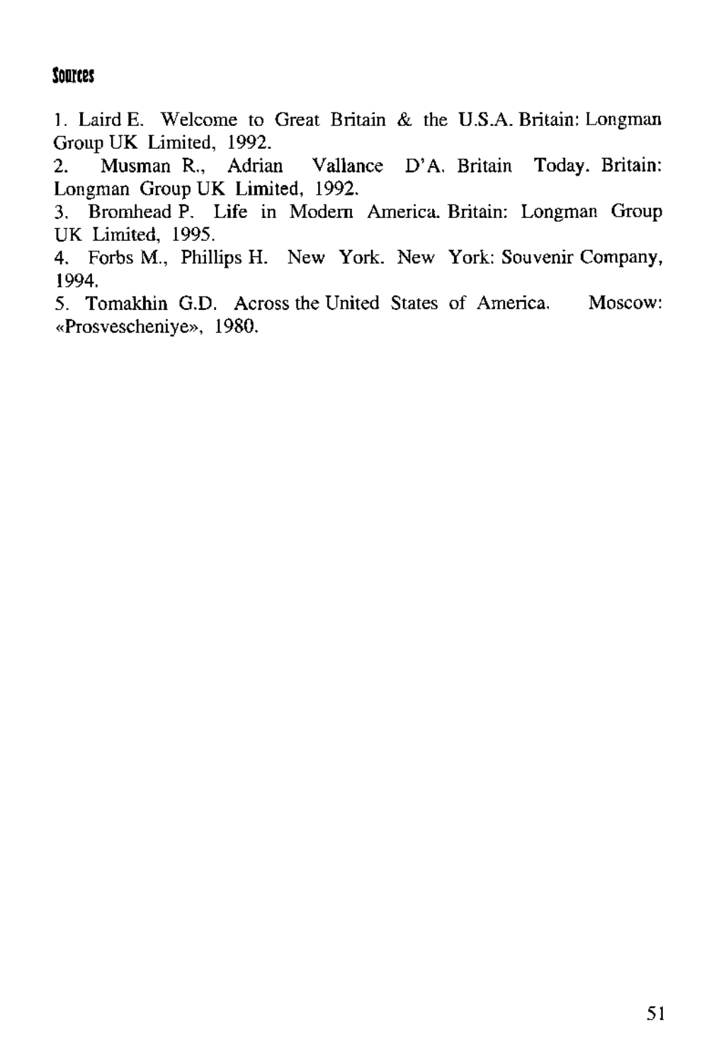## Sources

1. Laird E. Welcome to Great Britain & the U.S.A. Britain: Longman Group UK Limited, 1992.
2. Musman R., Adrian Vallance D'A. Britain Today. Britain: Longman Group UK Limited, 1992.
3. Bromhead P. Life in Modern America. Britain: Longman Group UK Limited, 1995.
4. Forbs M., Phillips H. New York. New York: Souvenir Company, 1994.
5. Tomakhin G.D. Across the United States of America. Moscow: «Prosvescheniye», 1980.